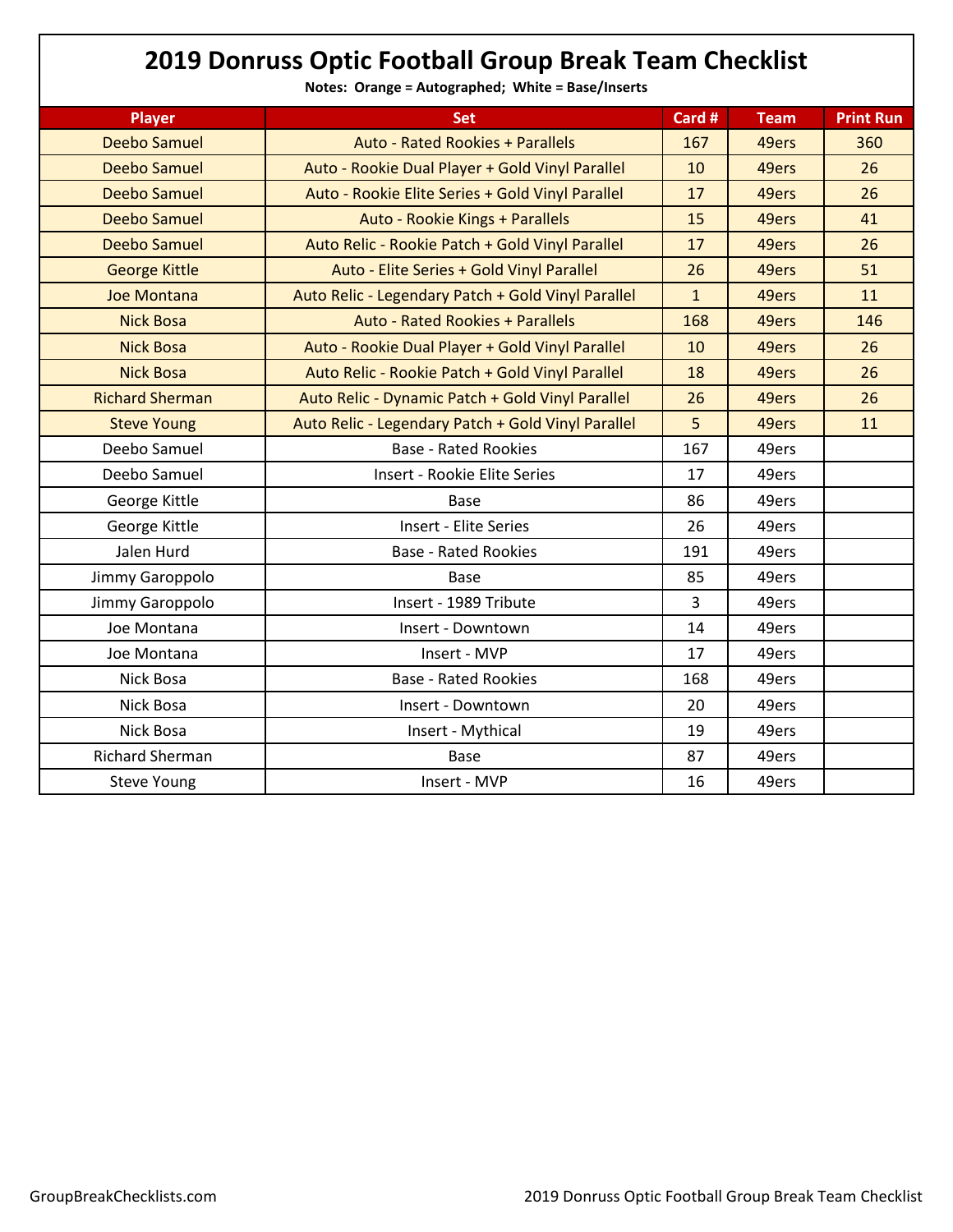# 2019 Donruss Optic Football Group Break Team Checklist

**Notes: Orange = Autographed; White = Base/Inserts**

| Player | Set | Card # | Team | Print Run |
|---|---|---|---|---|
| Deebo Samuel | Auto - Rated Rookies + Parallels | 167 | 49ers | 360 |
| Deebo Samuel | Auto - Rookie Dual Player + Gold Vinyl Parallel | 10 | 49ers | 26 |
| Deebo Samuel | Auto - Rookie Elite Series + Gold Vinyl Parallel | 17 | 49ers | 26 |
| Deebo Samuel | Auto - Rookie Kings + Parallels | 15 | 49ers | 41 |
| Deebo Samuel | Auto Relic - Rookie Patch + Gold Vinyl Parallel | 17 | 49ers | 26 |
| George Kittle | Auto - Elite Series + Gold Vinyl Parallel | 26 | 49ers | 51 |
| Joe Montana | Auto Relic - Legendary Patch + Gold Vinyl Parallel | 1 | 49ers | 11 |
| Nick Bosa | Auto - Rated Rookies + Parallels | 168 | 49ers | 146 |
| Nick Bosa | Auto - Rookie Dual Player + Gold Vinyl Parallel | 10 | 49ers | 26 |
| Nick Bosa | Auto Relic - Rookie Patch + Gold Vinyl Parallel | 18 | 49ers | 26 |
| Richard Sherman | Auto Relic - Dynamic Patch + Gold Vinyl Parallel | 26 | 49ers | 26 |
| Steve Young | Auto Relic - Legendary Patch + Gold Vinyl Parallel | 5 | 49ers | 11 |
| Deebo Samuel | Base - Rated Rookies | 167 | 49ers | |
| Deebo Samuel | Insert - Rookie Elite Series | 17 | 49ers | |
| George Kittle | Base | 86 | 49ers | |
| George Kittle | Insert - Elite Series | 26 | 49ers | |
| Jalen Hurd | Base - Rated Rookies | 191 | 49ers | |
| Jimmy Garoppolo | Base | 85 | 49ers | |
| Jimmy Garoppolo | Insert - 1989 Tribute | 3 | 49ers | |
| Joe Montana | Insert - Downtown | 14 | 49ers | |
| Joe Montana | Insert - MVP | 17 | 49ers | |
| Nick Bosa | Base - Rated Rookies | 168 | 49ers | |
| Nick Bosa | Insert - Downtown | 20 | 49ers | |
| Nick Bosa | Insert - Mythical | 19 | 49ers | |
| Richard Sherman | Base | 87 | 49ers | |
| Steve Young | Insert - MVP | 16 | 49ers | |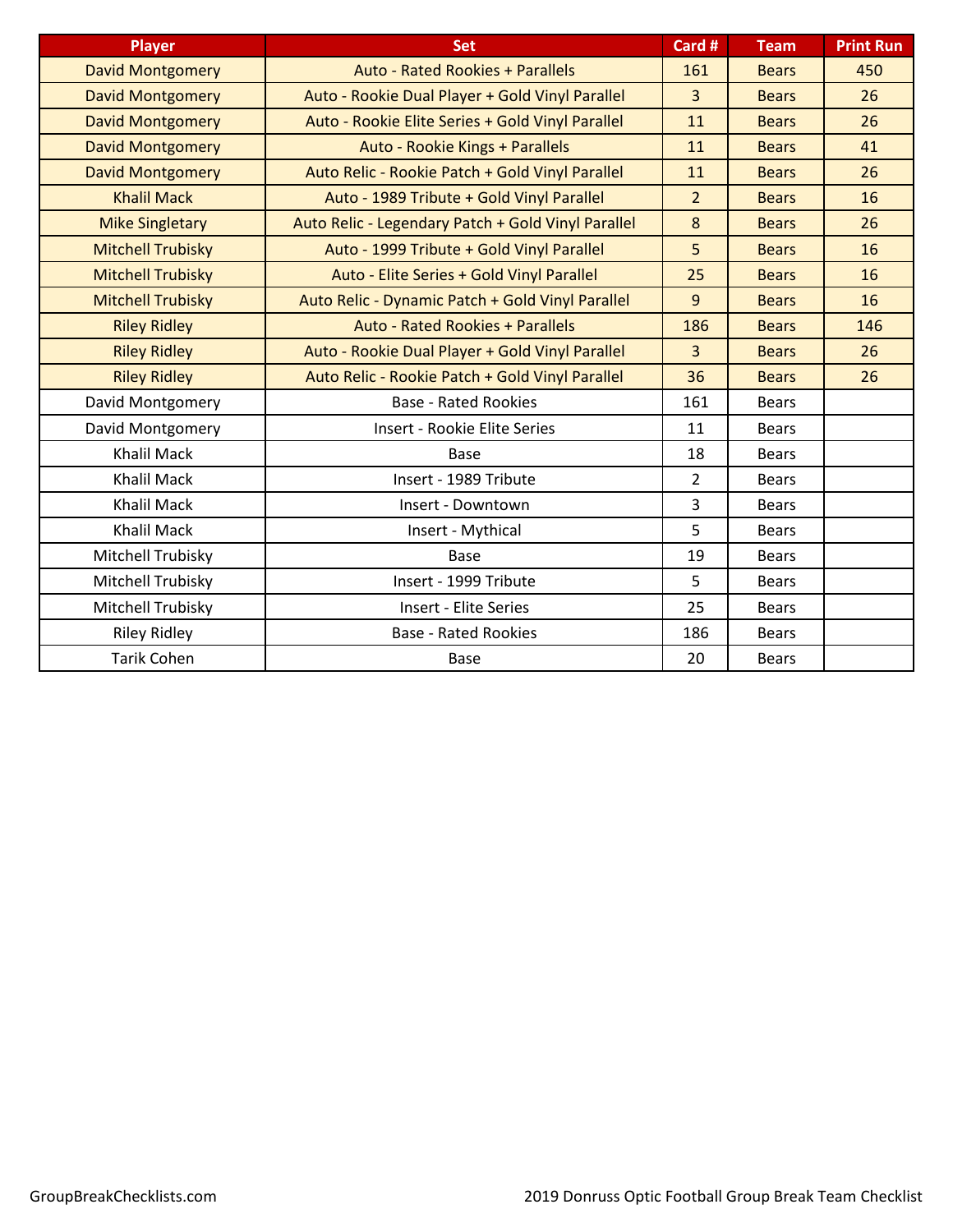| Player | Set | Card # | Team | Print Run |
|---|---|---|---|---|
| David Montgomery | Auto - Rated Rookies + Parallels | 161 | Bears | 450 |
| David Montgomery | Auto - Rookie Dual Player + Gold Vinyl Parallel | 3 | Bears | 26 |
| David Montgomery | Auto - Rookie Elite Series + Gold Vinyl Parallel | 11 | Bears | 26 |
| David Montgomery | Auto - Rookie Kings + Parallels | 11 | Bears | 41 |
| David Montgomery | Auto Relic - Rookie Patch + Gold Vinyl Parallel | 11 | Bears | 26 |
| Khalil Mack | Auto - 1989 Tribute + Gold Vinyl Parallel | 2 | Bears | 16 |
| Mike Singletary | Auto Relic - Legendary Patch + Gold Vinyl Parallel | 8 | Bears | 26 |
| Mitchell Trubisky | Auto - 1999 Tribute + Gold Vinyl Parallel | 5 | Bears | 16 |
| Mitchell Trubisky | Auto - Elite Series + Gold Vinyl Parallel | 25 | Bears | 16 |
| Mitchell Trubisky | Auto Relic - Dynamic Patch + Gold Vinyl Parallel | 9 | Bears | 16 |
| Riley Ridley | Auto - Rated Rookies + Parallels | 186 | Bears | 146 |
| Riley Ridley | Auto - Rookie Dual Player + Gold Vinyl Parallel | 3 | Bears | 26 |
| Riley Ridley | Auto Relic - Rookie Patch + Gold Vinyl Parallel | 36 | Bears | 26 |
| David Montgomery | Base - Rated Rookies | 161 | Bears | |
| David Montgomery | Insert - Rookie Elite Series | 11 | Bears | |
| Khalil Mack | Base | 18 | Bears | |
| Khalil Mack | Insert - 1989 Tribute | 2 | Bears | |
| Khalil Mack | Insert - Downtown | 3 | Bears | |
| Khalil Mack | Insert - Mythical | 5 | Bears | |
| Mitchell Trubisky | Base | 19 | Bears | |
| Mitchell Trubisky | Insert - 1999 Tribute | 5 | Bears | |
| Mitchell Trubisky | Insert - Elite Series | 25 | Bears | |
| Riley Ridley | Base - Rated Rookies | 186 | Bears | |
| Tarik Cohen | Base | 20 | Bears | |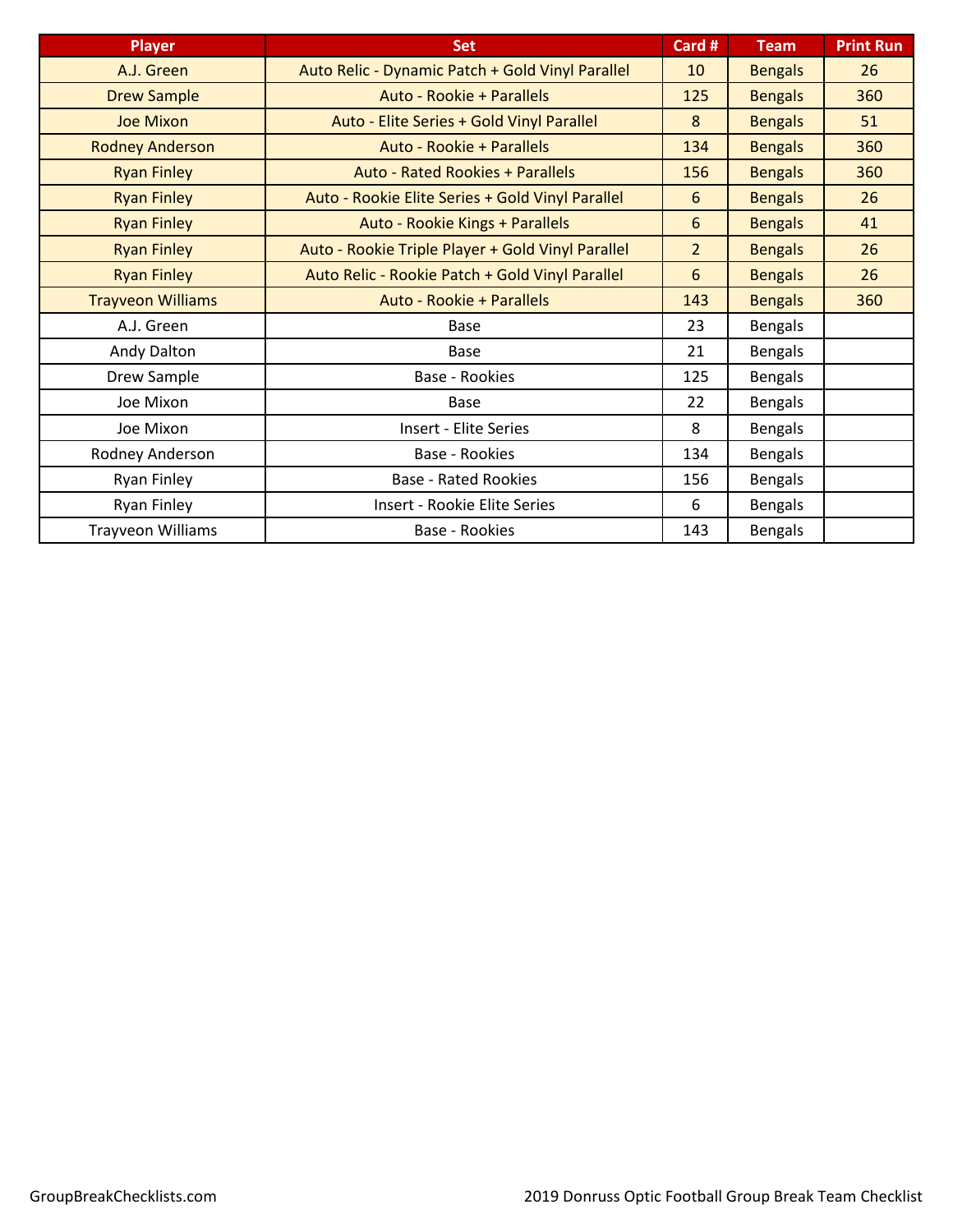| Player | Set | Card # | Team | Print Run |
| --- | --- | --- | --- | --- |
| A.J. Green | Auto Relic - Dynamic Patch + Gold Vinyl Parallel | 10 | Bengals | 26 |
| Drew Sample | Auto - Rookie + Parallels | 125 | Bengals | 360 |
| Joe Mixon | Auto - Elite Series + Gold Vinyl Parallel | 8 | Bengals | 51 |
| Rodney Anderson | Auto - Rookie + Parallels | 134 | Bengals | 360 |
| Ryan Finley | Auto - Rated Rookies + Parallels | 156 | Bengals | 360 |
| Ryan Finley | Auto - Rookie Elite Series + Gold Vinyl Parallel | 6 | Bengals | 26 |
| Ryan Finley | Auto - Rookie Kings + Parallels | 6 | Bengals | 41 |
| Ryan Finley | Auto - Rookie Triple Player + Gold Vinyl Parallel | 2 | Bengals | 26 |
| Ryan Finley | Auto Relic - Rookie Patch + Gold Vinyl Parallel | 6 | Bengals | 26 |
| Trayveon Williams | Auto - Rookie + Parallels | 143 | Bengals | 360 |
| A.J. Green | Base | 23 | Bengals | |
| Andy Dalton | Base | 21 | Bengals | |
| Drew Sample | Base - Rookies | 125 | Bengals | |
| Joe Mixon | Base | 22 | Bengals | |
| Joe Mixon | Insert - Elite Series | 8 | Bengals | |
| Rodney Anderson | Base - Rookies | 134 | Bengals | |
| Ryan Finley | Base - Rated Rookies | 156 | Bengals | |
| Ryan Finley | Insert - Rookie Elite Series | 6 | Bengals | |
| Trayveon Williams | Base - Rookies | 143 | Bengals | |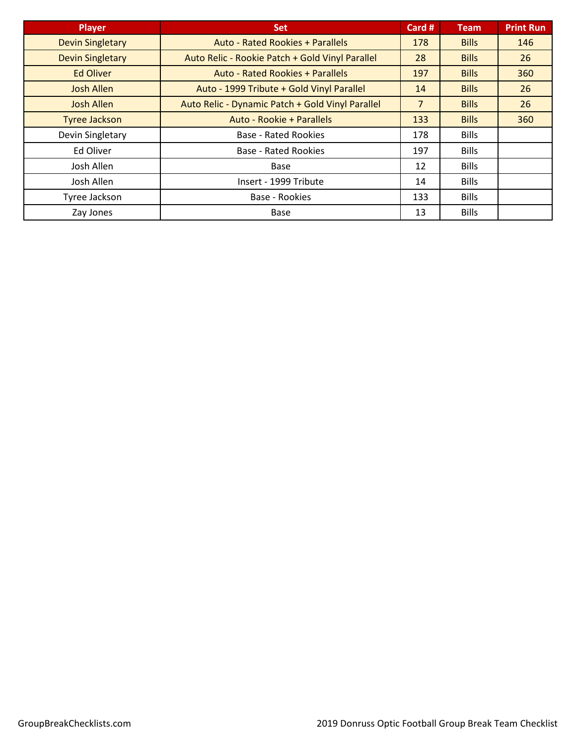| Player | Set | Card # | Team | Print Run |
|---|---|---|---|---|
| Devin Singletary | Auto - Rated Rookies + Parallels | 178 | Bills | 146 |
| Devin Singletary | Auto Relic - Rookie Patch + Gold Vinyl Parallel | 28 | Bills | 26 |
| Ed Oliver | Auto - Rated Rookies + Parallels | 197 | Bills | 360 |
| Josh Allen | Auto - 1999 Tribute + Gold Vinyl Parallel | 14 | Bills | 26 |
| Josh Allen | Auto Relic - Dynamic Patch + Gold Vinyl Parallel | 7 | Bills | 26 |
| Tyree Jackson | Auto - Rookie + Parallels | 133 | Bills | 360 |
| Devin Singletary | Base - Rated Rookies | 178 | Bills | |
| Ed Oliver | Base - Rated Rookies | 197 | Bills | |
| Josh Allen | Base | 12 | Bills | |
| Josh Allen | Insert - 1999 Tribute | 14 | Bills | |
| Tyree Jackson | Base - Rookies | 133 | Bills | |
| Zay Jones | Base | 13 | Bills | |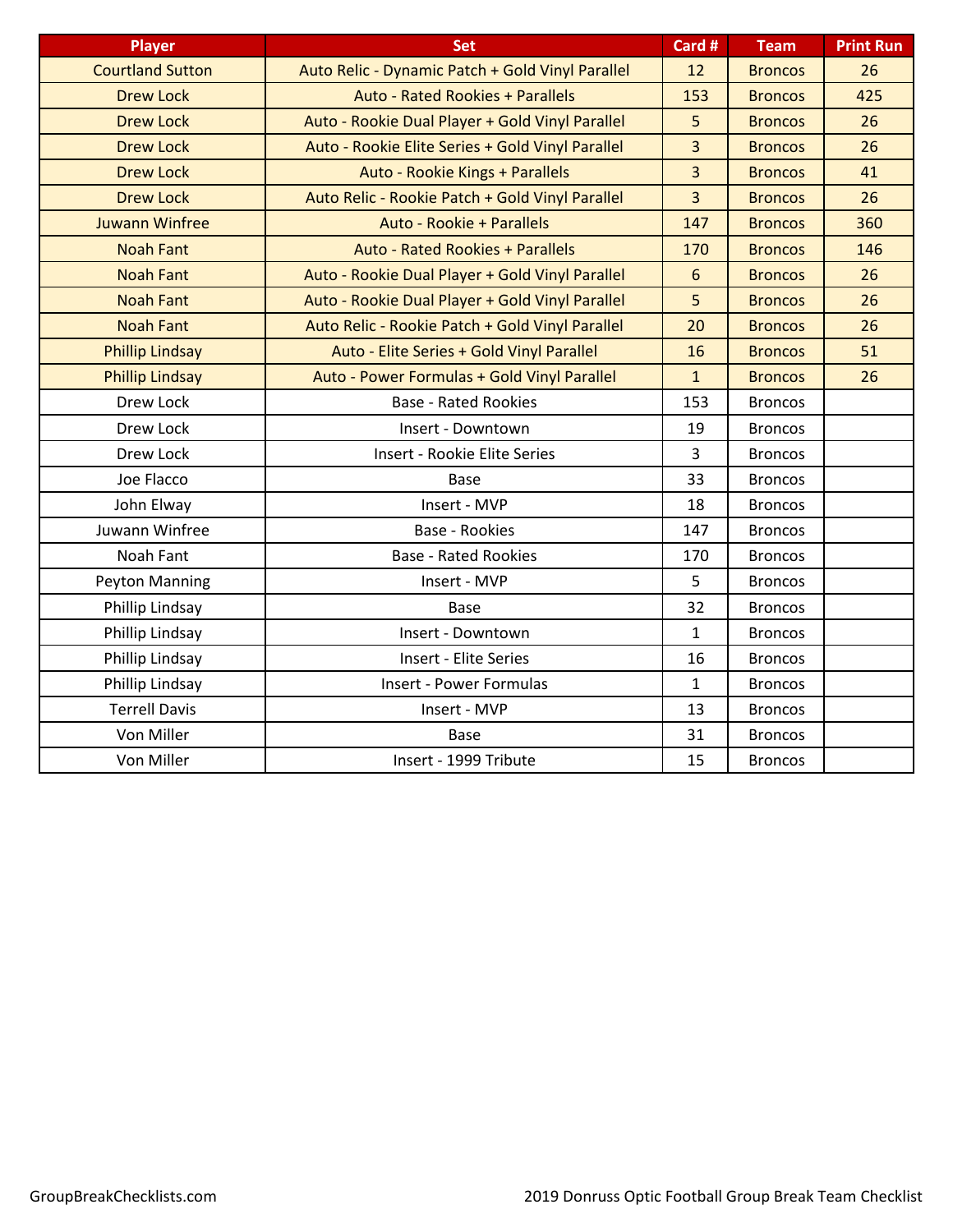| Player | Set | Card # | Team | Print Run |
| --- | --- | --- | --- | --- |
| Courtland Sutton | Auto Relic - Dynamic Patch + Gold Vinyl Parallel | 12 | Broncos | 26 |
| Drew Lock | Auto - Rated Rookies + Parallels | 153 | Broncos | 425 |
| Drew Lock | Auto - Rookie Dual Player + Gold Vinyl Parallel | 5 | Broncos | 26 |
| Drew Lock | Auto - Rookie Elite Series + Gold Vinyl Parallel | 3 | Broncos | 26 |
| Drew Lock | Auto - Rookie Kings + Parallels | 3 | Broncos | 41 |
| Drew Lock | Auto Relic - Rookie Patch + Gold Vinyl Parallel | 3 | Broncos | 26 |
| Juwann Winfree | Auto - Rookie + Parallels | 147 | Broncos | 360 |
| Noah Fant | Auto - Rated Rookies + Parallels | 170 | Broncos | 146 |
| Noah Fant | Auto - Rookie Dual Player + Gold Vinyl Parallel | 6 | Broncos | 26 |
| Noah Fant | Auto - Rookie Dual Player + Gold Vinyl Parallel | 5 | Broncos | 26 |
| Noah Fant | Auto Relic - Rookie Patch + Gold Vinyl Parallel | 20 | Broncos | 26 |
| Phillip Lindsay | Auto - Elite Series + Gold Vinyl Parallel | 16 | Broncos | 51 |
| Phillip Lindsay | Auto - Power Formulas + Gold Vinyl Parallel | 1 | Broncos | 26 |
| Drew Lock | Base - Rated Rookies | 153 | Broncos | |
| Drew Lock | Insert - Downtown | 19 | Broncos | |
| Drew Lock | Insert - Rookie Elite Series | 3 | Broncos | |
| Joe Flacco | Base | 33 | Broncos | |
| John Elway | Insert - MVP | 18 | Broncos | |
| Juwann Winfree | Base - Rookies | 147 | Broncos | |
| Noah Fant | Base - Rated Rookies | 170 | Broncos | |
| Peyton Manning | Insert - MVP | 5 | Broncos | |
| Phillip Lindsay | Base | 32 | Broncos | |
| Phillip Lindsay | Insert - Downtown | 1 | Broncos | |
| Phillip Lindsay | Insert - Elite Series | 16 | Broncos | |
| Phillip Lindsay | Insert - Power Formulas | 1 | Broncos | |
| Terrell Davis | Insert - MVP | 13 | Broncos | |
| Von Miller | Base | 31 | Broncos | |
| Von Miller | Insert - 1999 Tribute | 15 | Broncos | |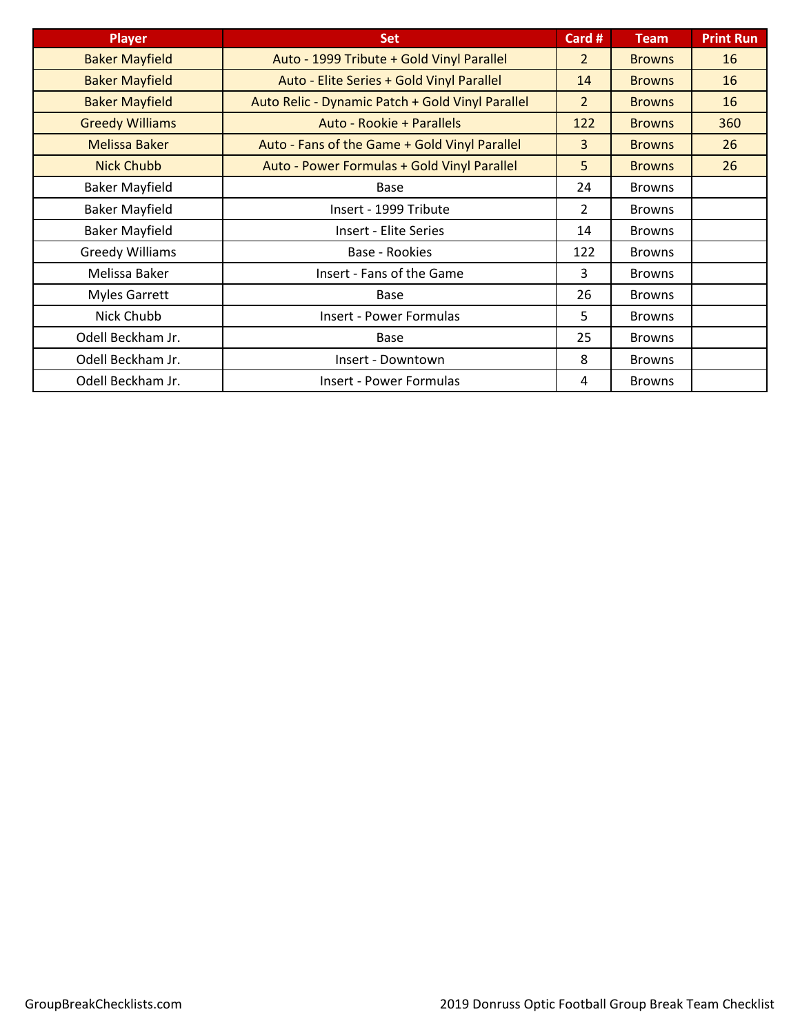| Player | Set | Card # | Team | Print Run |
|---|---|---|---|---|
| Baker Mayfield | Auto - 1999 Tribute + Gold Vinyl Parallel | 2 | Browns | 16 |
| Baker Mayfield | Auto - Elite Series + Gold Vinyl Parallel | 14 | Browns | 16 |
| Baker Mayfield | Auto Relic - Dynamic Patch + Gold Vinyl Parallel | 2 | Browns | 16 |
| Greedy Williams | Auto - Rookie + Parallels | 122 | Browns | 360 |
| Melissa Baker | Auto - Fans of the Game + Gold Vinyl Parallel | 3 | Browns | 26 |
| Nick Chubb | Auto - Power Formulas + Gold Vinyl Parallel | 5 | Browns | 26 |
| Baker Mayfield | Base | 24 | Browns | |
| Baker Mayfield | Insert - 1999 Tribute | 2 | Browns | |
| Baker Mayfield | Insert - Elite Series | 14 | Browns | |
| Greedy Williams | Base - Rookies | 122 | Browns | |
| Melissa Baker | Insert - Fans of the Game | 3 | Browns | |
| Myles Garrett | Base | 26 | Browns | |
| Nick Chubb | Insert - Power Formulas | 5 | Browns | |
| Odell Beckham Jr. | Base | 25 | Browns | |
| Odell Beckham Jr. | Insert - Downtown | 8 | Browns | |
| Odell Beckham Jr. | Insert - Power Formulas | 4 | Browns | |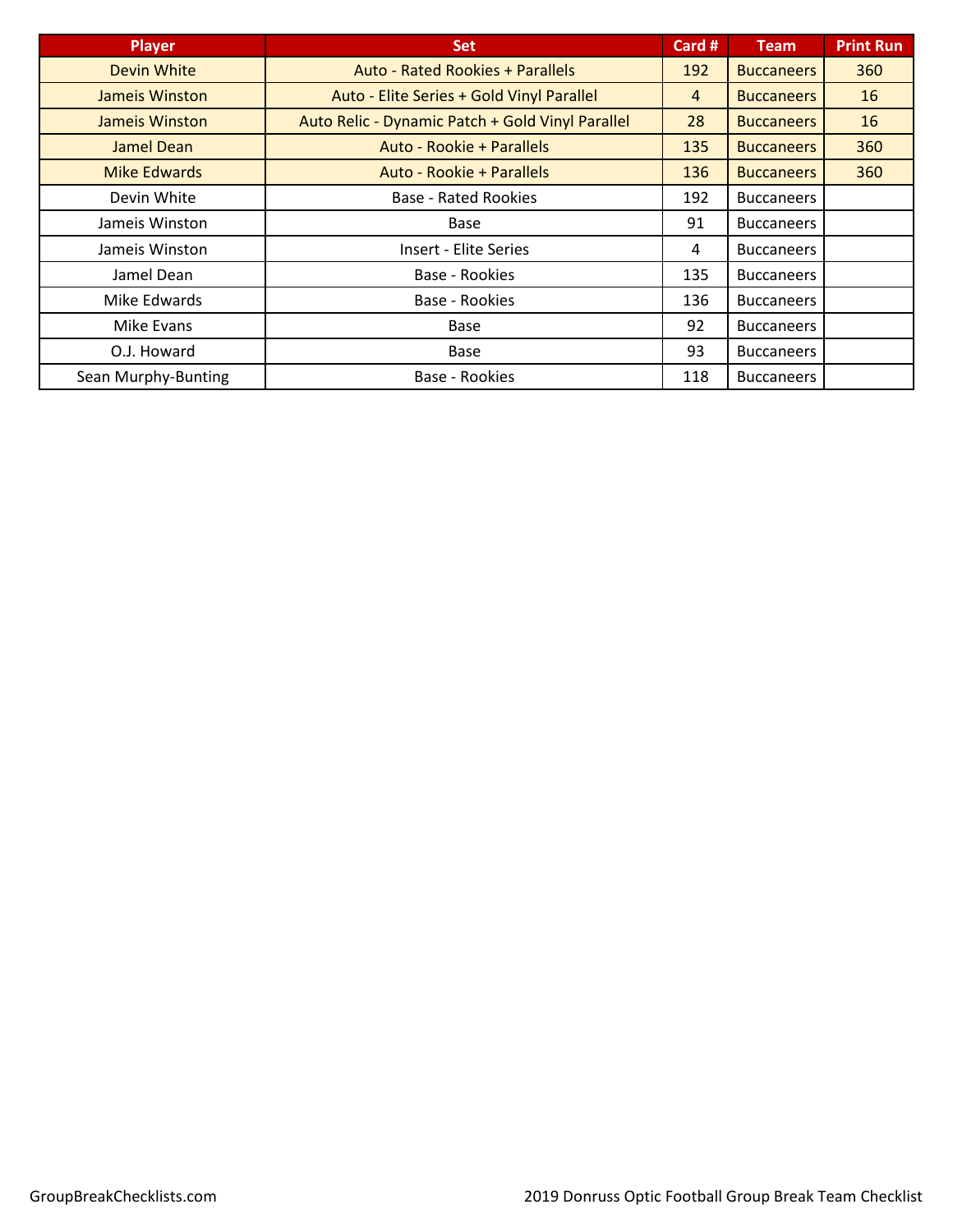| Player | Set | Card # | Team | Print Run |
| --- | --- | --- | --- | --- |
| Devin White | Auto - Rated Rookies + Parallels | 192 | Buccaneers | 360 |
| Jameis Winston | Auto - Elite Series + Gold Vinyl Parallel | 4 | Buccaneers | 16 |
| Jameis Winston | Auto Relic - Dynamic Patch + Gold Vinyl Parallel | 28 | Buccaneers | 16 |
| Jamel Dean | Auto - Rookie + Parallels | 135 | Buccaneers | 360 |
| Mike Edwards | Auto - Rookie + Parallels | 136 | Buccaneers | 360 |
| Devin White | Base - Rated Rookies | 192 | Buccaneers | |
| Jameis Winston | Base | 91 | Buccaneers | |
| Jameis Winston | Insert - Elite Series | 4 | Buccaneers | |
| Jamel Dean | Base - Rookies | 135 | Buccaneers | |
| Mike Edwards | Base - Rookies | 136 | Buccaneers | |
| Mike Evans | Base | 92 | Buccaneers | |
| O.J. Howard | Base | 93 | Buccaneers | |
| Sean Murphy-Bunting | Base - Rookies | 118 | Buccaneers | |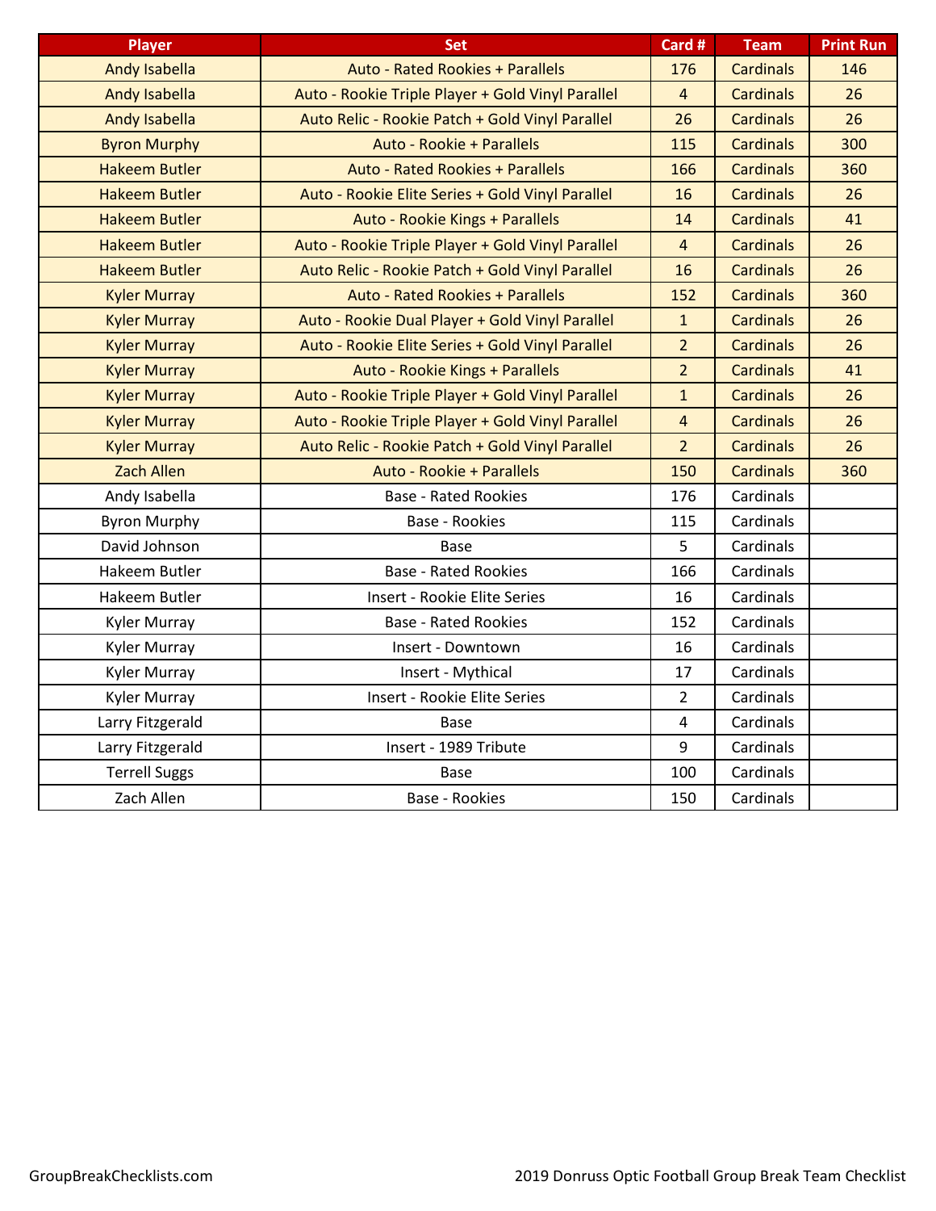| Player | Set | Card # | Team | Print Run |
|---|---|---|---|---|
| Andy Isabella | Auto - Rated Rookies + Parallels | 176 | Cardinals | 146 |
| Andy Isabella | Auto - Rookie Triple Player + Gold Vinyl Parallel | 4 | Cardinals | 26 |
| Andy Isabella | Auto Relic - Rookie Patch + Gold Vinyl Parallel | 26 | Cardinals | 26 |
| Byron Murphy | Auto - Rookie + Parallels | 115 | Cardinals | 300 |
| Hakeem Butler | Auto - Rated Rookies + Parallels | 166 | Cardinals | 360 |
| Hakeem Butler | Auto - Rookie Elite Series + Gold Vinyl Parallel | 16 | Cardinals | 26 |
| Hakeem Butler | Auto - Rookie Kings + Parallels | 14 | Cardinals | 41 |
| Hakeem Butler | Auto - Rookie Triple Player + Gold Vinyl Parallel | 4 | Cardinals | 26 |
| Hakeem Butler | Auto Relic - Rookie Patch + Gold Vinyl Parallel | 16 | Cardinals | 26 |
| Kyler Murray | Auto - Rated Rookies + Parallels | 152 | Cardinals | 360 |
| Kyler Murray | Auto - Rookie Dual Player + Gold Vinyl Parallel | 1 | Cardinals | 26 |
| Kyler Murray | Auto - Rookie Elite Series + Gold Vinyl Parallel | 2 | Cardinals | 26 |
| Kyler Murray | Auto - Rookie Kings + Parallels | 2 | Cardinals | 41 |
| Kyler Murray | Auto - Rookie Triple Player + Gold Vinyl Parallel | 1 | Cardinals | 26 |
| Kyler Murray | Auto - Rookie Triple Player + Gold Vinyl Parallel | 4 | Cardinals | 26 |
| Kyler Murray | Auto Relic - Rookie Patch + Gold Vinyl Parallel | 2 | Cardinals | 26 |
| Zach Allen | Auto - Rookie + Parallels | 150 | Cardinals | 360 |
| Andy Isabella | Base - Rated Rookies | 176 | Cardinals | |
| Byron Murphy | Base - Rookies | 115 | Cardinals | |
| David Johnson | Base | 5 | Cardinals | |
| Hakeem Butler | Base - Rated Rookies | 166 | Cardinals | |
| Hakeem Butler | Insert - Rookie Elite Series | 16 | Cardinals | |
| Kyler Murray | Base - Rated Rookies | 152 | Cardinals | |
| Kyler Murray | Insert - Downtown | 16 | Cardinals | |
| Kyler Murray | Insert - Mythical | 17 | Cardinals | |
| Kyler Murray | Insert - Rookie Elite Series | 2 | Cardinals | |
| Larry Fitzgerald | Base | 4 | Cardinals | |
| Larry Fitzgerald | Insert - 1989 Tribute | 9 | Cardinals | |
| Terrell Suggs | Base | 100 | Cardinals | |
| Zach Allen | Base - Rookies | 150 | Cardinals | |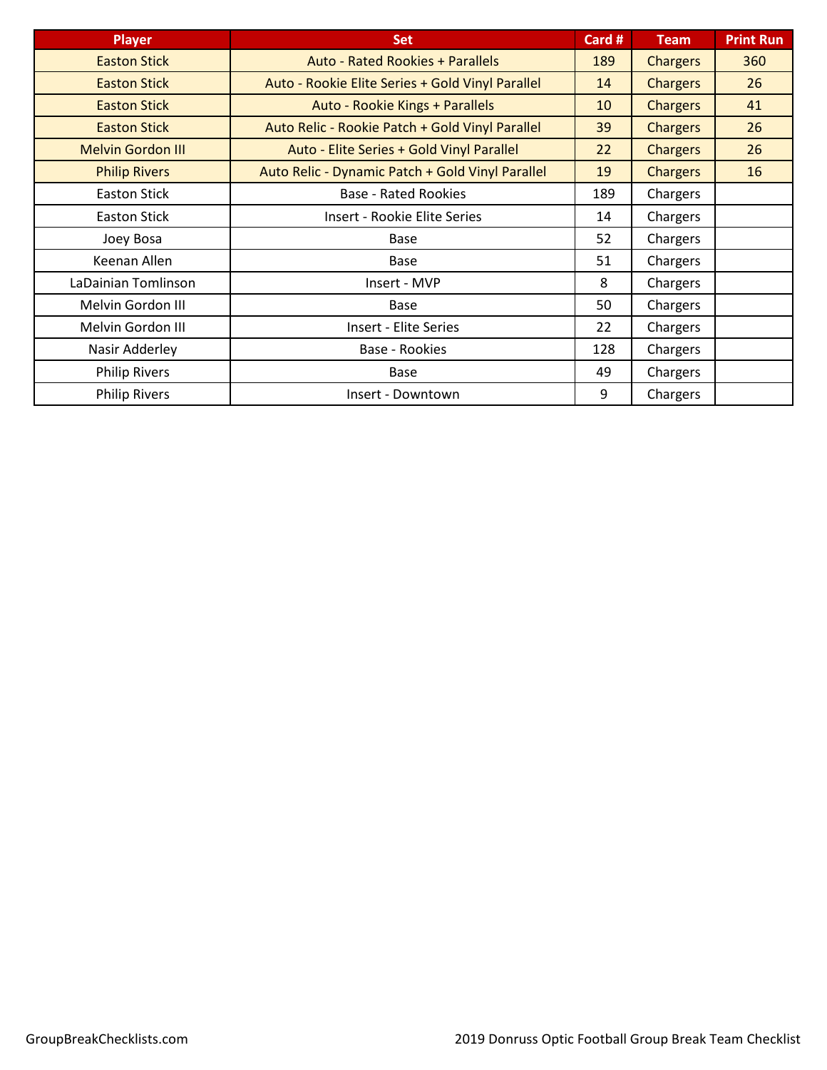| Player | Set | Card # | Team | Print Run |
| --- | --- | --- | --- | --- |
| Easton Stick | Auto - Rated Rookies + Parallels | 189 | Chargers | 360 |
| Easton Stick | Auto - Rookie Elite Series + Gold Vinyl Parallel | 14 | Chargers | 26 |
| Easton Stick | Auto - Rookie Kings + Parallels | 10 | Chargers | 41 |
| Easton Stick | Auto Relic - Rookie Patch + Gold Vinyl Parallel | 39 | Chargers | 26 |
| Melvin Gordon III | Auto - Elite Series + Gold Vinyl Parallel | 22 | Chargers | 26 |
| Philip Rivers | Auto Relic - Dynamic Patch + Gold Vinyl Parallel | 19 | Chargers | 16 |
| Easton Stick | Base - Rated Rookies | 189 | Chargers | |
| Easton Stick | Insert - Rookie Elite Series | 14 | Chargers | |
| Joey Bosa | Base | 52 | Chargers | |
| Keenan Allen | Base | 51 | Chargers | |
| LaDainian Tomlinson | Insert - MVP | 8 | Chargers | |
| Melvin Gordon III | Base | 50 | Chargers | |
| Melvin Gordon III | Insert - Elite Series | 22 | Chargers | |
| Nasir Adderley | Base - Rookies | 128 | Chargers | |
| Philip Rivers | Base | 49 | Chargers | |
| Philip Rivers | Insert - Downtown | 9 | Chargers | |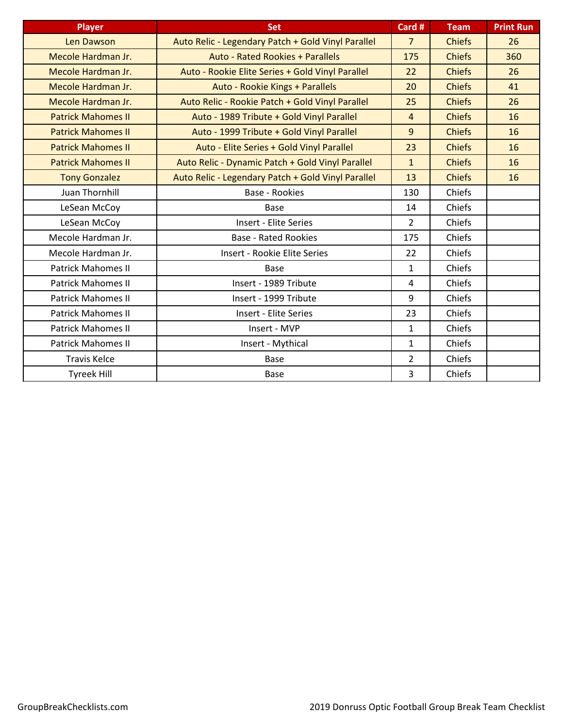| Player | Set | Card # | Team | Print Run |
|---|---|---|---|---|
| Len Dawson | Auto Relic - Legendary Patch + Gold Vinyl Parallel | 7 | Chiefs | 26 |
| Mecole Hardman Jr. | Auto - Rated Rookies + Parallels | 175 | Chiefs | 360 |
| Mecole Hardman Jr. | Auto - Rookie Elite Series + Gold Vinyl Parallel | 22 | Chiefs | 26 |
| Mecole Hardman Jr. | Auto - Rookie Kings + Parallels | 20 | Chiefs | 41 |
| Mecole Hardman Jr. | Auto Relic - Rookie Patch + Gold Vinyl Parallel | 25 | Chiefs | 26 |
| Patrick Mahomes II | Auto - 1989 Tribute + Gold Vinyl Parallel | 4 | Chiefs | 16 |
| Patrick Mahomes II | Auto - 1999 Tribute + Gold Vinyl Parallel | 9 | Chiefs | 16 |
| Patrick Mahomes II | Auto - Elite Series + Gold Vinyl Parallel | 23 | Chiefs | 16 |
| Patrick Mahomes II | Auto Relic - Dynamic Patch + Gold Vinyl Parallel | 1 | Chiefs | 16 |
| Tony Gonzalez | Auto Relic - Legendary Patch + Gold Vinyl Parallel | 13 | Chiefs | 16 |
| Juan Thornhill | Base - Rookies | 130 | Chiefs | |
| LeSean McCoy | Base | 14 | Chiefs | |
| LeSean McCoy | Insert - Elite Series | 2 | Chiefs | |
| Mecole Hardman Jr. | Base - Rated Rookies | 175 | Chiefs | |
| Mecole Hardman Jr. | Insert - Rookie Elite Series | 22 | Chiefs | |
| Patrick Mahomes II | Base | 1 | Chiefs | |
| Patrick Mahomes II | Insert - 1989 Tribute | 4 | Chiefs | |
| Patrick Mahomes II | Insert - 1999 Tribute | 9 | Chiefs | |
| Patrick Mahomes II | Insert - Elite Series | 23 | Chiefs | |
| Patrick Mahomes II | Insert - MVP | 1 | Chiefs | |
| Patrick Mahomes II | Insert - Mythical | 1 | Chiefs | |
| Travis Kelce | Base | 2 | Chiefs | |
| Tyreek Hill | Base | 3 | Chiefs | |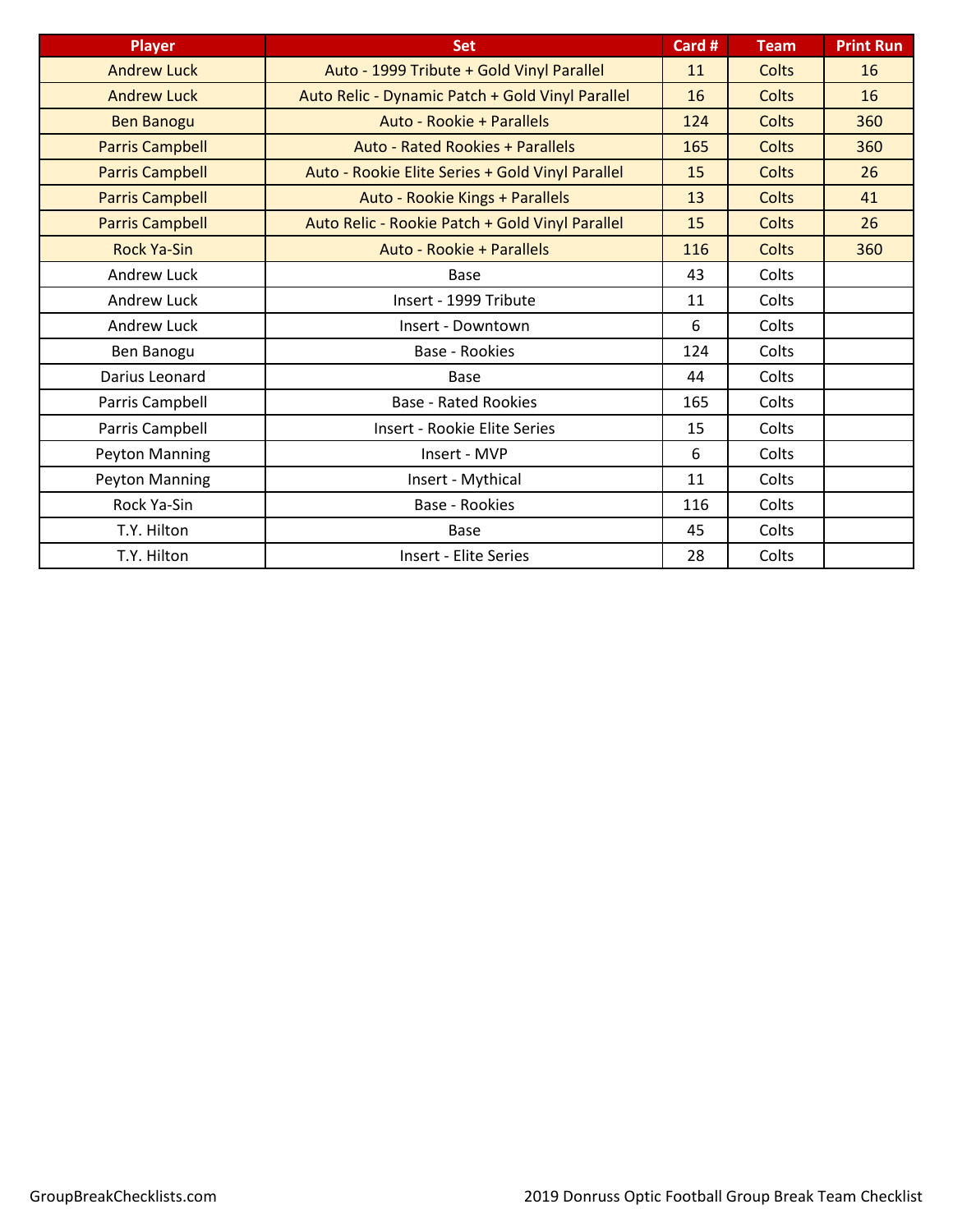| Player | Set | Card # | Team | Print Run |
|---|---|---|---|---|
| Andrew Luck | Auto - 1999 Tribute + Gold Vinyl Parallel | 11 | Colts | 16 |
| Andrew Luck | Auto Relic - Dynamic Patch + Gold Vinyl Parallel | 16 | Colts | 16 |
| Ben Banogu | Auto - Rookie + Parallels | 124 | Colts | 360 |
| Parris Campbell | Auto - Rated Rookies + Parallels | 165 | Colts | 360 |
| Parris Campbell | Auto - Rookie Elite Series + Gold Vinyl Parallel | 15 | Colts | 26 |
| Parris Campbell | Auto - Rookie Kings + Parallels | 13 | Colts | 41 |
| Parris Campbell | Auto Relic - Rookie Patch + Gold Vinyl Parallel | 15 | Colts | 26 |
| Rock Ya-Sin | Auto - Rookie + Parallels | 116 | Colts | 360 |
| Andrew Luck | Base | 43 | Colts | |
| Andrew Luck | Insert - 1999 Tribute | 11 | Colts | |
| Andrew Luck | Insert - Downtown | 6 | Colts | |
| Ben Banogu | Base - Rookies | 124 | Colts | |
| Darius Leonard | Base | 44 | Colts | |
| Parris Campbell | Base - Rated Rookies | 165 | Colts | |
| Parris Campbell | Insert - Rookie Elite Series | 15 | Colts | |
| Peyton Manning | Insert - MVP | 6 | Colts | |
| Peyton Manning | Insert - Mythical | 11 | Colts | |
| Rock Ya-Sin | Base - Rookies | 116 | Colts | |
| T.Y. Hilton | Base | 45 | Colts | |
| T.Y. Hilton | Insert - Elite Series | 28 | Colts | |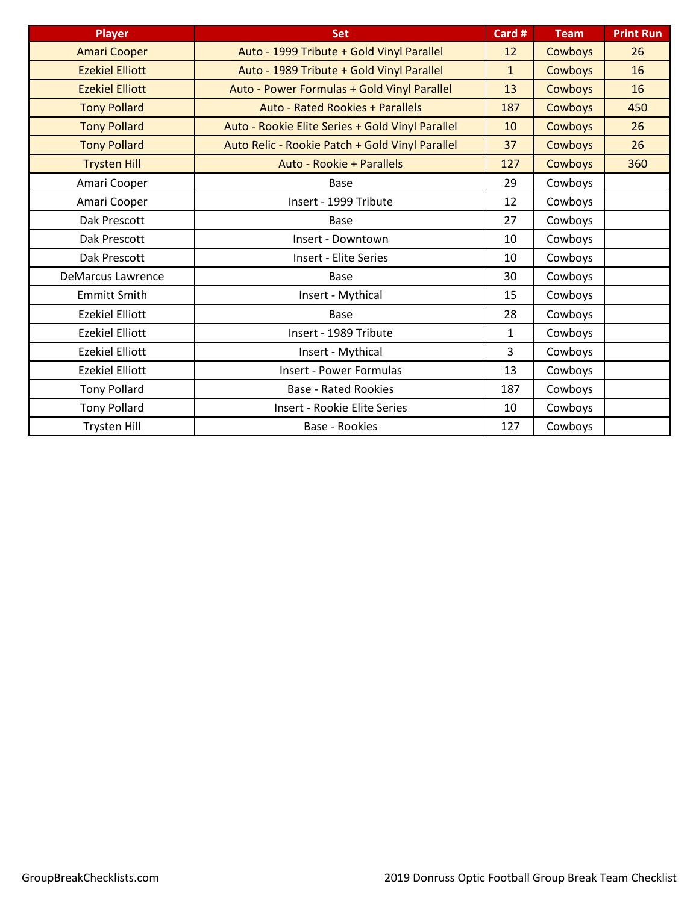| Player | Set | Card # | Team | Print Run |
|---|---|---|---|---|
| Amari Cooper | Auto - 1999 Tribute + Gold Vinyl Parallel | 12 | Cowboys | 26 |
| Ezekiel Elliott | Auto - 1989 Tribute + Gold Vinyl Parallel | 1 | Cowboys | 16 |
| Ezekiel Elliott | Auto - Power Formulas + Gold Vinyl Parallel | 13 | Cowboys | 16 |
| Tony Pollard | Auto - Rated Rookies + Parallels | 187 | Cowboys | 450 |
| Tony Pollard | Auto - Rookie Elite Series + Gold Vinyl Parallel | 10 | Cowboys | 26 |
| Tony Pollard | Auto Relic - Rookie Patch + Gold Vinyl Parallel | 37 | Cowboys | 26 |
| Trysten Hill | Auto - Rookie + Parallels | 127 | Cowboys | 360 |
| Amari Cooper | Base | 29 | Cowboys | |
| Amari Cooper | Insert - 1999 Tribute | 12 | Cowboys | |
| Dak Prescott | Base | 27 | Cowboys | |
| Dak Prescott | Insert - Downtown | 10 | Cowboys | |
| Dak Prescott | Insert - Elite Series | 10 | Cowboys | |
| DeMarcus Lawrence | Base | 30 | Cowboys | |
| Emmitt Smith | Insert - Mythical | 15 | Cowboys | |
| Ezekiel Elliott | Base | 28 | Cowboys | |
| Ezekiel Elliott | Insert - 1989 Tribute | 1 | Cowboys | |
| Ezekiel Elliott | Insert - Mythical | 3 | Cowboys | |
| Ezekiel Elliott | Insert - Power Formulas | 13 | Cowboys | |
| Tony Pollard | Base - Rated Rookies | 187 | Cowboys | |
| Tony Pollard | Insert - Rookie Elite Series | 10 | Cowboys | |
| Trysten Hill | Base - Rookies | 127 | Cowboys | |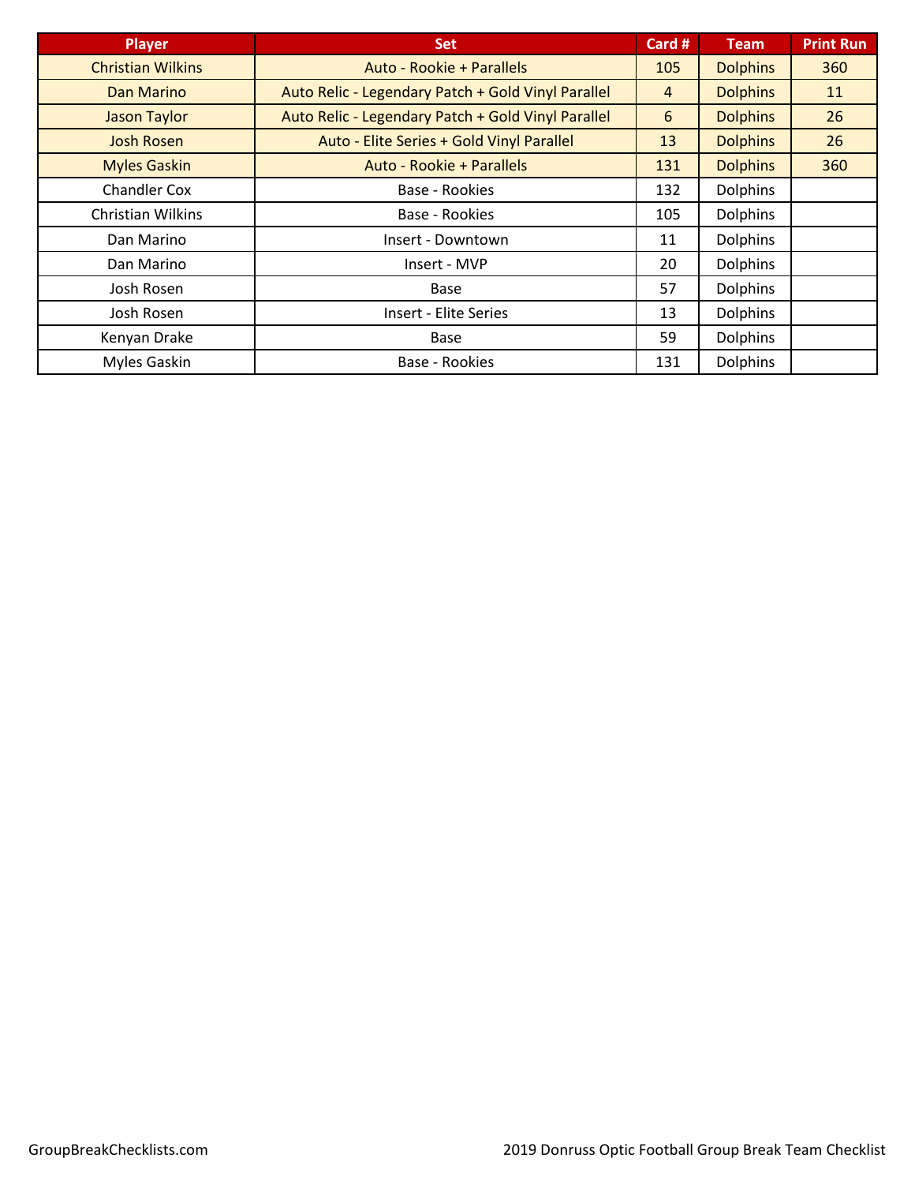| Player | Set | Card # | Team | Print Run |
|---|---|---|---|---|
| Christian Wilkins | Auto - Rookie + Parallels | 105 | Dolphins | 360 |
| Dan Marino | Auto Relic - Legendary Patch + Gold Vinyl Parallel | 4 | Dolphins | 11 |
| Jason Taylor | Auto Relic - Legendary Patch + Gold Vinyl Parallel | 6 | Dolphins | 26 |
| Josh Rosen | Auto - Elite Series + Gold Vinyl Parallel | 13 | Dolphins | 26 |
| Myles Gaskin | Auto - Rookie + Parallels | 131 | Dolphins | 360 |
| Chandler Cox | Base - Rookies | 132 | Dolphins | |
| Christian Wilkins | Base - Rookies | 105 | Dolphins | |
| Dan Marino | Insert - Downtown | 11 | Dolphins | |
| Dan Marino | Insert - MVP | 20 | Dolphins | |
| Josh Rosen | Base | 57 | Dolphins | |
| Josh Rosen | Insert - Elite Series | 13 | Dolphins | |
| Kenyan Drake | Base | 59 | Dolphins | |
| Myles Gaskin | Base - Rookies | 131 | Dolphins | |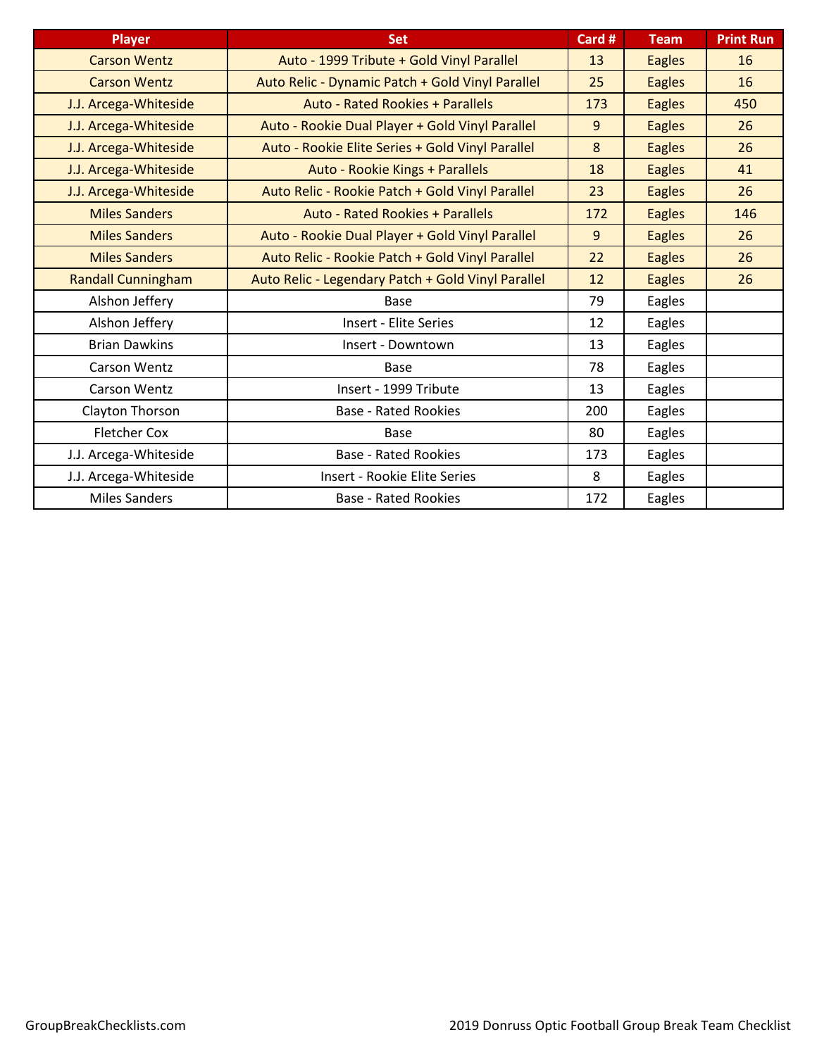| Player | Set | Card # | Team | Print Run |
|---|---|---|---|---|
| Carson Wentz | Auto - 1999 Tribute + Gold Vinyl Parallel | 13 | Eagles | 16 |
| Carson Wentz | Auto Relic - Dynamic Patch + Gold Vinyl Parallel | 25 | Eagles | 16 |
| J.J. Arcega-Whiteside | Auto - Rated Rookies + Parallels | 173 | Eagles | 450 |
| J.J. Arcega-Whiteside | Auto - Rookie Dual Player + Gold Vinyl Parallel | 9 | Eagles | 26 |
| J.J. Arcega-Whiteside | Auto - Rookie Elite Series + Gold Vinyl Parallel | 8 | Eagles | 26 |
| J.J. Arcega-Whiteside | Auto - Rookie Kings + Parallels | 18 | Eagles | 41 |
| J.J. Arcega-Whiteside | Auto Relic - Rookie Patch + Gold Vinyl Parallel | 23 | Eagles | 26 |
| Miles Sanders | Auto - Rated Rookies + Parallels | 172 | Eagles | 146 |
| Miles Sanders | Auto - Rookie Dual Player + Gold Vinyl Parallel | 9 | Eagles | 26 |
| Miles Sanders | Auto Relic - Rookie Patch + Gold Vinyl Parallel | 22 | Eagles | 26 |
| Randall Cunningham | Auto Relic - Legendary Patch + Gold Vinyl Parallel | 12 | Eagles | 26 |
| Alshon Jeffery | Base | 79 | Eagles | |
| Alshon Jeffery | Insert - Elite Series | 12 | Eagles | |
| Brian Dawkins | Insert - Downtown | 13 | Eagles | |
| Carson Wentz | Base | 78 | Eagles | |
| Carson Wentz | Insert - 1999 Tribute | 13 | Eagles | |
| Clayton Thorson | Base - Rated Rookies | 200 | Eagles | |
| Fletcher Cox | Base | 80 | Eagles | |
| J.J. Arcega-Whiteside | Base - Rated Rookies | 173 | Eagles | |
| J.J. Arcega-Whiteside | Insert - Rookie Elite Series | 8 | Eagles | |
| Miles Sanders | Base - Rated Rookies | 172 | Eagles | |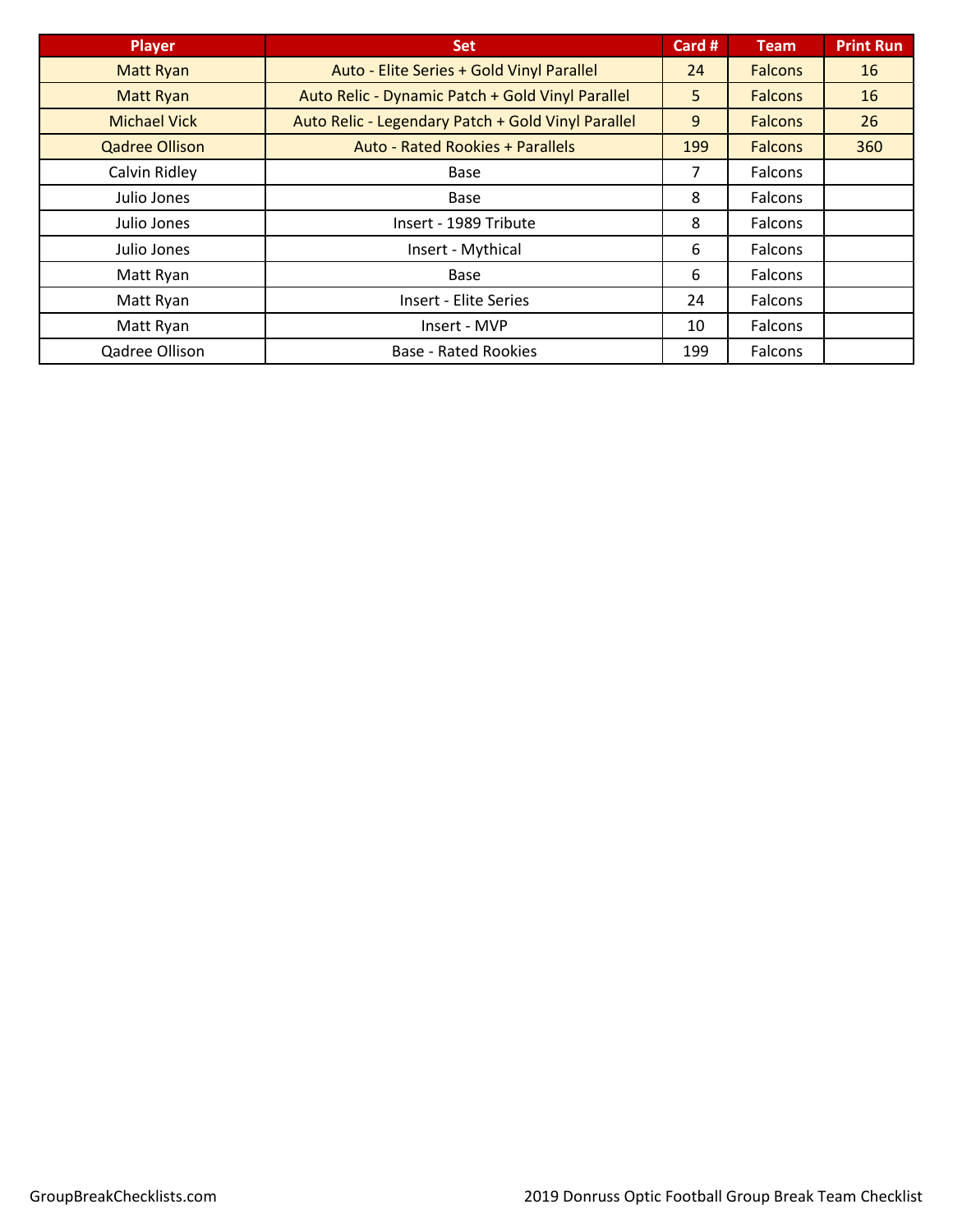| Player | Set | Card # | Team | Print Run |
|---|---|---|---|---|
| Matt Ryan | Auto - Elite Series + Gold Vinyl Parallel | 24 | Falcons | 16 |
| Matt Ryan | Auto Relic - Dynamic Patch + Gold Vinyl Parallel | 5 | Falcons | 16 |
| Michael Vick | Auto Relic - Legendary Patch + Gold Vinyl Parallel | 9 | Falcons | 26 |
| Qadree Ollison | Auto - Rated Rookies + Parallels | 199 | Falcons | 360 |
| Calvin Ridley | Base | 7 | Falcons | |
| Julio Jones | Base | 8 | Falcons | |
| Julio Jones | Insert - 1989 Tribute | 8 | Falcons | |
| Julio Jones | Insert - Mythical | 6 | Falcons | |
| Matt Ryan | Base | 6 | Falcons | |
| Matt Ryan | Insert - Elite Series | 24 | Falcons | |
| Matt Ryan | Insert - MVP | 10 | Falcons | |
| Qadree Ollison | Base - Rated Rookies | 199 | Falcons | |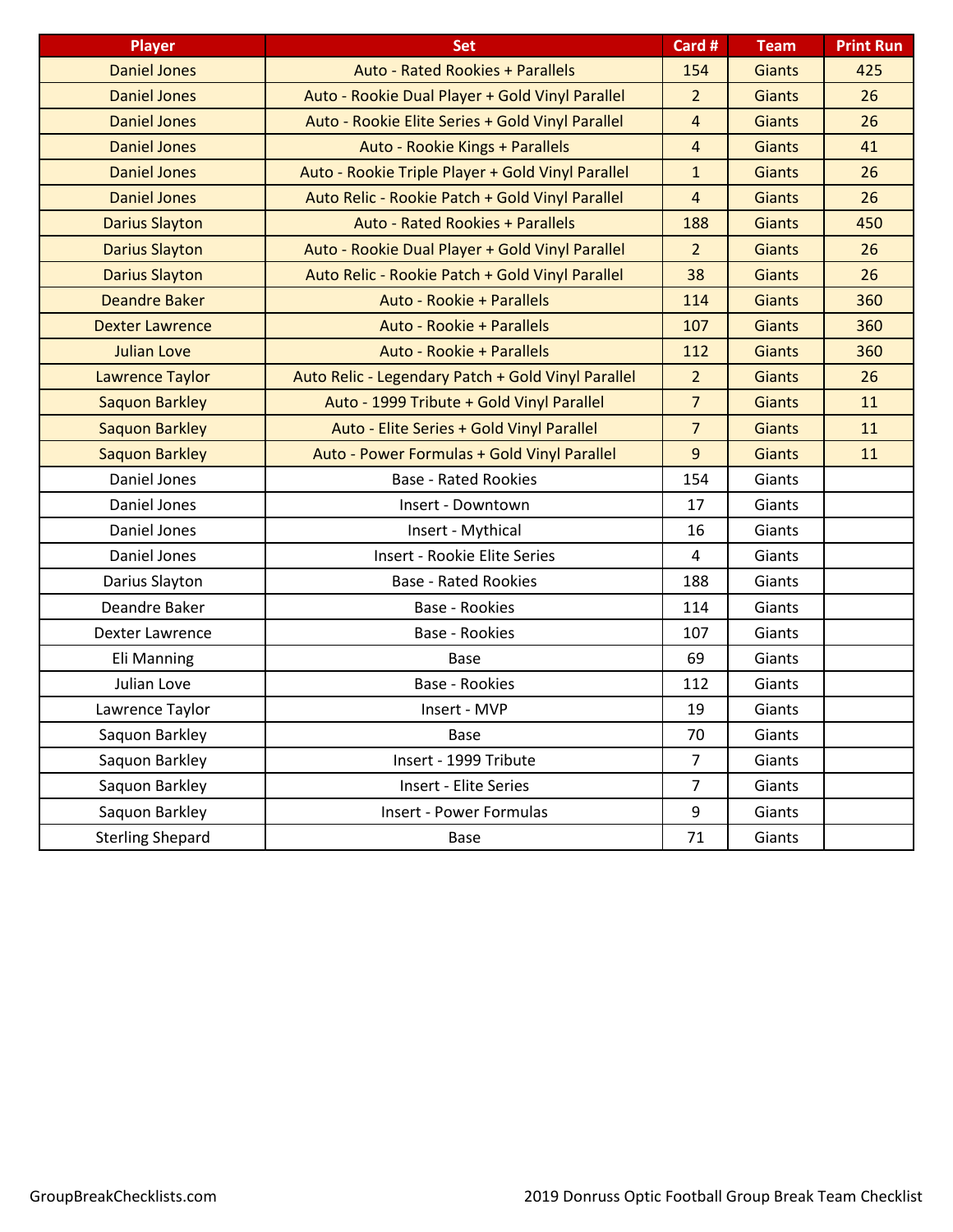| Player | Set | Card # | Team | Print Run |
| --- | --- | --- | --- | --- |
| Daniel Jones | Auto - Rated Rookies + Parallels | 154 | Giants | 425 |
| Daniel Jones | Auto - Rookie Dual Player + Gold Vinyl Parallel | 2 | Giants | 26 |
| Daniel Jones | Auto - Rookie Elite Series + Gold Vinyl Parallel | 4 | Giants | 26 |
| Daniel Jones | Auto - Rookie Kings + Parallels | 4 | Giants | 41 |
| Daniel Jones | Auto - Rookie Triple Player + Gold Vinyl Parallel | 1 | Giants | 26 |
| Daniel Jones | Auto Relic - Rookie Patch + Gold Vinyl Parallel | 4 | Giants | 26 |
| Darius Slayton | Auto - Rated Rookies + Parallels | 188 | Giants | 450 |
| Darius Slayton | Auto - Rookie Dual Player + Gold Vinyl Parallel | 2 | Giants | 26 |
| Darius Slayton | Auto Relic - Rookie Patch + Gold Vinyl Parallel | 38 | Giants | 26 |
| Deandre Baker | Auto - Rookie + Parallels | 114 | Giants | 360 |
| Dexter Lawrence | Auto - Rookie + Parallels | 107 | Giants | 360 |
| Julian Love | Auto - Rookie + Parallels | 112 | Giants | 360 |
| Lawrence Taylor | Auto Relic - Legendary Patch + Gold Vinyl Parallel | 2 | Giants | 26 |
| Saquon Barkley | Auto - 1999 Tribute + Gold Vinyl Parallel | 7 | Giants | 11 |
| Saquon Barkley | Auto - Elite Series + Gold Vinyl Parallel | 7 | Giants | 11 |
| Saquon Barkley | Auto - Power Formulas + Gold Vinyl Parallel | 9 | Giants | 11 |
| Daniel Jones | Base - Rated Rookies | 154 | Giants | |
| Daniel Jones | Insert - Downtown | 17 | Giants | |
| Daniel Jones | Insert - Mythical | 16 | Giants | |
| Daniel Jones | Insert - Rookie Elite Series | 4 | Giants | |
| Darius Slayton | Base - Rated Rookies | 188 | Giants | |
| Deandre Baker | Base - Rookies | 114 | Giants | |
| Dexter Lawrence | Base - Rookies | 107 | Giants | |
| Eli Manning | Base | 69 | Giants | |
| Julian Love | Base - Rookies | 112 | Giants | |
| Lawrence Taylor | Insert - MVP | 19 | Giants | |
| Saquon Barkley | Base | 70 | Giants | |
| Saquon Barkley | Insert - 1999 Tribute | 7 | Giants | |
| Saquon Barkley | Insert - Elite Series | 7 | Giants | |
| Saquon Barkley | Insert - Power Formulas | 9 | Giants | |
| Sterling Shepard | Base | 71 | Giants | |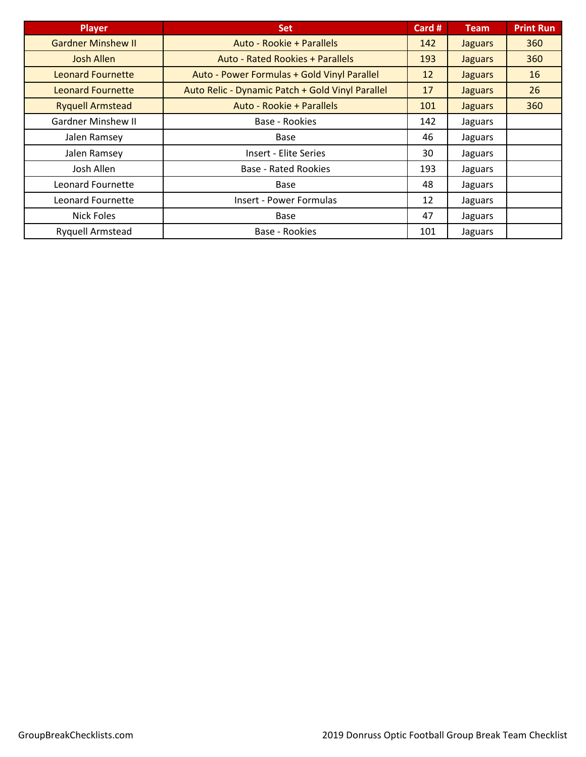| Player | Set | Card # | Team | Print Run |
|---|---|---|---|---|
| Gardner Minshew II | Auto - Rookie + Parallels | 142 | Jaguars | 360 |
| Josh Allen | Auto - Rated Rookies + Parallels | 193 | Jaguars | 360 |
| Leonard Fournette | Auto - Power Formulas + Gold Vinyl Parallel | 12 | Jaguars | 16 |
| Leonard Fournette | Auto Relic - Dynamic Patch + Gold Vinyl Parallel | 17 | Jaguars | 26 |
| Ryquell Armstead | Auto - Rookie + Parallels | 101 | Jaguars | 360 |
| Gardner Minshew II | Base - Rookies | 142 | Jaguars | |
| Jalen Ramsey | Base | 46 | Jaguars | |
| Jalen Ramsey | Insert - Elite Series | 30 | Jaguars | |
| Josh Allen | Base - Rated Rookies | 193 | Jaguars | |
| Leonard Fournette | Base | 48 | Jaguars | |
| Leonard Fournette | Insert - Power Formulas | 12 | Jaguars | |
| Nick Foles | Base | 47 | Jaguars | |
| Ryquell Armstead | Base - Rookies | 101 | Jaguars | |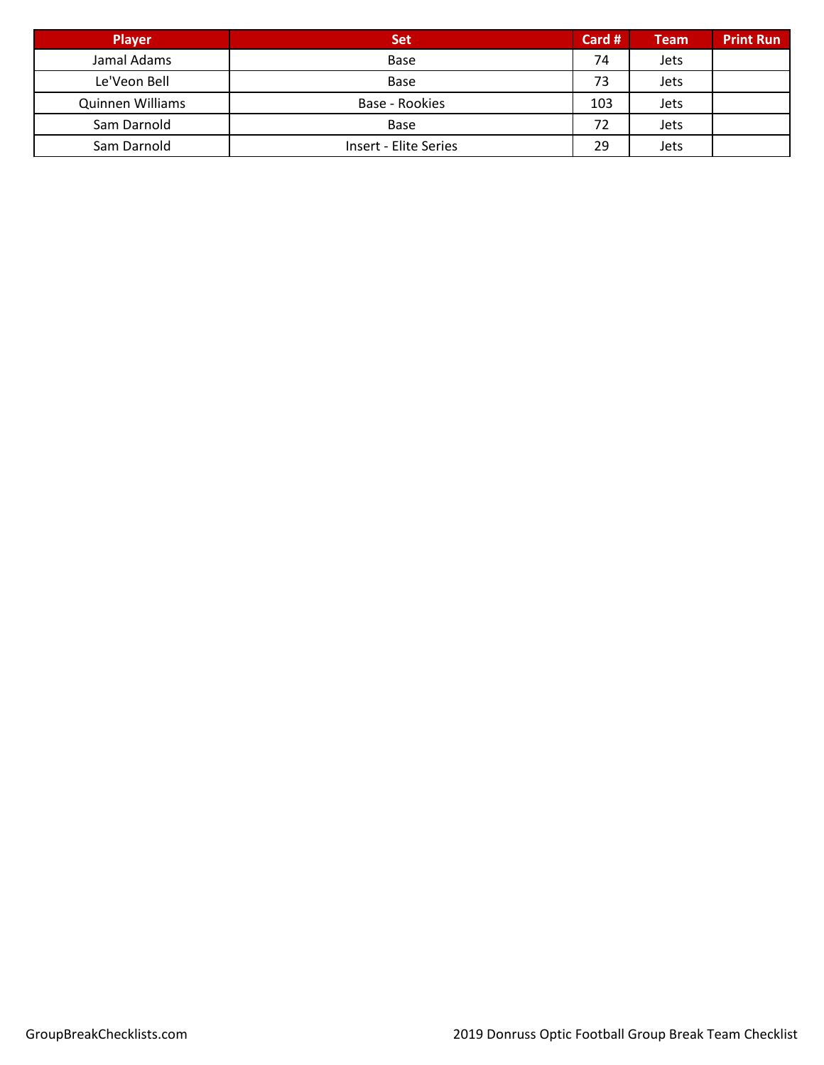| Player | Set | Card # | Team | Print Run |
| --- | --- | --- | --- | --- |
| Jamal Adams | Base | 74 | Jets | |
| Le'Veon Bell | Base | 73 | Jets | |
| Quinnen Williams | Base - Rookies | 103 | Jets | |
| Sam Darnold | Base | 72 | Jets | |
| Sam Darnold | Insert - Elite Series | 29 | Jets | |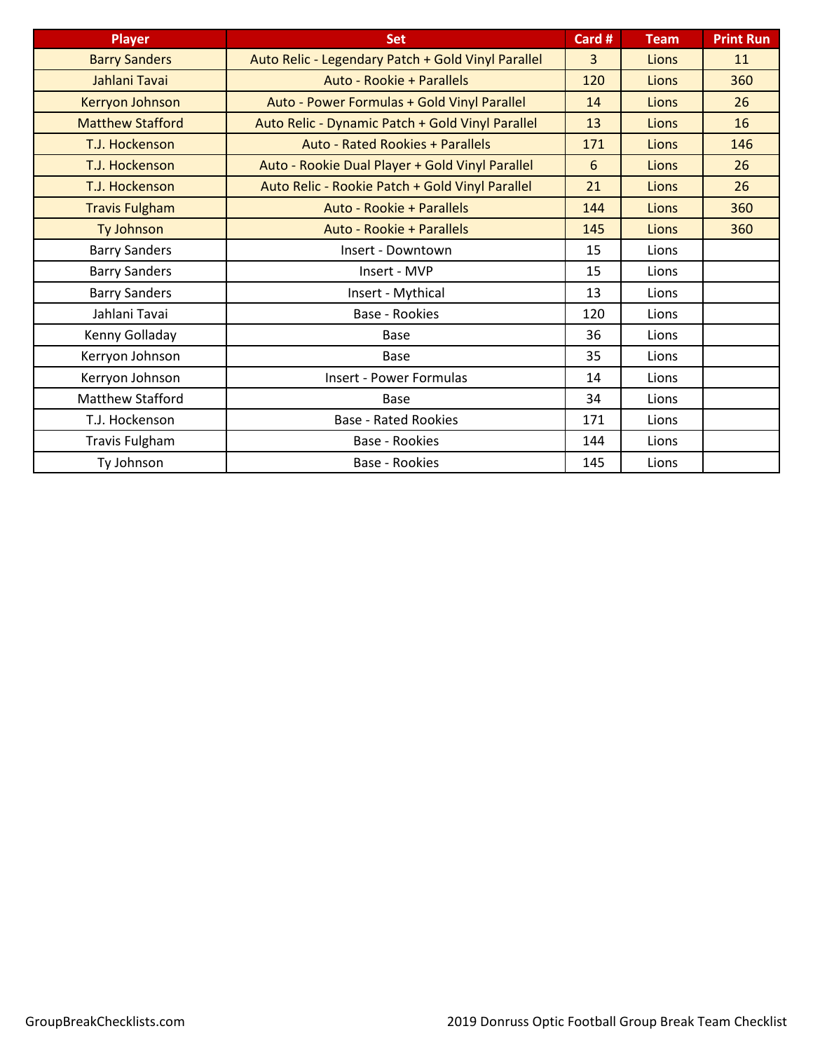| Player | Set | Card # | Team | Print Run |
|---|---|---|---|---|
| Barry Sanders | Auto Relic - Legendary Patch + Gold Vinyl Parallel | 3 | Lions | 11 |
| Jahlani Tavai | Auto - Rookie + Parallels | 120 | Lions | 360 |
| Kerryon Johnson | Auto - Power Formulas + Gold Vinyl Parallel | 14 | Lions | 26 |
| Matthew Stafford | Auto Relic - Dynamic Patch + Gold Vinyl Parallel | 13 | Lions | 16 |
| T.J. Hockenson | Auto - Rated Rookies + Parallels | 171 | Lions | 146 |
| T.J. Hockenson | Auto - Rookie Dual Player + Gold Vinyl Parallel | 6 | Lions | 26 |
| T.J. Hockenson | Auto Relic - Rookie Patch + Gold Vinyl Parallel | 21 | Lions | 26 |
| Travis Fulgham | Auto - Rookie + Parallels | 144 | Lions | 360 |
| Ty Johnson | Auto - Rookie + Parallels | 145 | Lions | 360 |
| Barry Sanders | Insert - Downtown | 15 | Lions | |
| Barry Sanders | Insert - MVP | 15 | Lions | |
| Barry Sanders | Insert - Mythical | 13 | Lions | |
| Jahlani Tavai | Base - Rookies | 120 | Lions | |
| Kenny Golladay | Base | 36 | Lions | |
| Kerryon Johnson | Base | 35 | Lions | |
| Kerryon Johnson | Insert - Power Formulas | 14 | Lions | |
| Matthew Stafford | Base | 34 | Lions | |
| T.J. Hockenson | Base - Rated Rookies | 171 | Lions | |
| Travis Fulgham | Base - Rookies | 144 | Lions | |
| Ty Johnson | Base - Rookies | 145 | Lions | |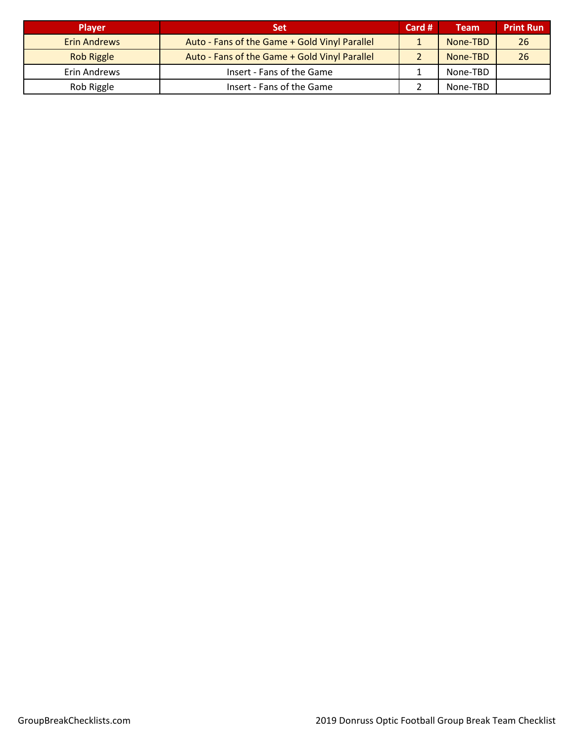| Player | Set | Card # | Team | Print Run |
|---|---|---|---|---|
| Erin Andrews | Auto - Fans of the Game + Gold Vinyl Parallel | 1 | None-TBD | 26 |
| Rob Riggle | Auto - Fans of the Game + Gold Vinyl Parallel | 2 | None-TBD | 26 |
| Erin Andrews | Insert - Fans of the Game | 1 | None-TBD | |
| Rob Riggle | Insert - Fans of the Game | 2 | None-TBD | |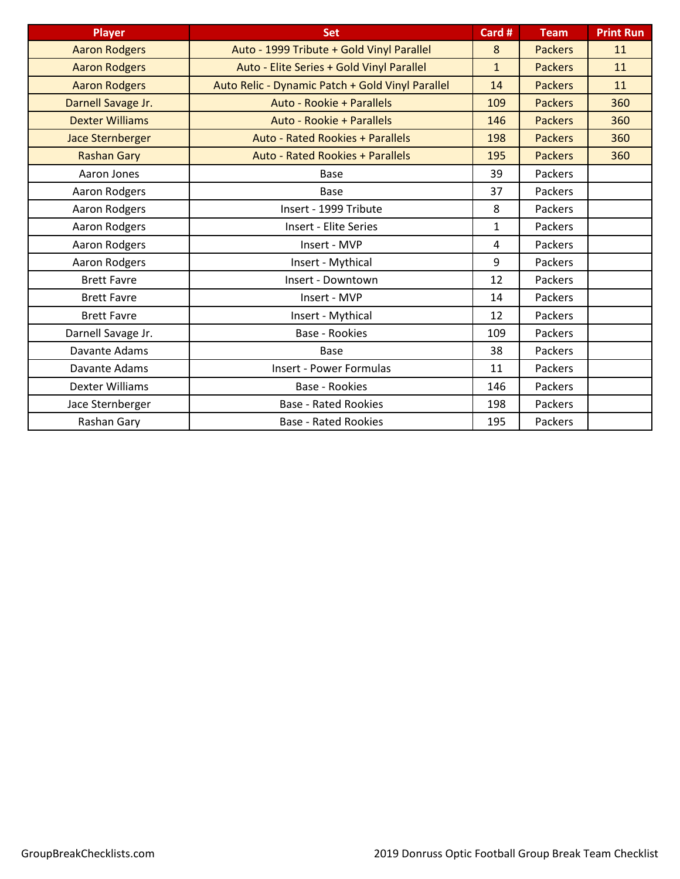| Player | Set | Card # | Team | Print Run |
|---|---|---|---|---|
| Aaron Rodgers | Auto - 1999 Tribute + Gold Vinyl Parallel | 8 | Packers | 11 |
| Aaron Rodgers | Auto - Elite Series + Gold Vinyl Parallel | 1 | Packers | 11 |
| Aaron Rodgers | Auto Relic - Dynamic Patch + Gold Vinyl Parallel | 14 | Packers | 11 |
| Darnell Savage Jr. | Auto - Rookie + Parallels | 109 | Packers | 360 |
| Dexter Williams | Auto - Rookie + Parallels | 146 | Packers | 360 |
| Jace Sternberger | Auto - Rated Rookies + Parallels | 198 | Packers | 360 |
| Rashan Gary | Auto - Rated Rookies + Parallels | 195 | Packers | 360 |
| Aaron Jones | Base | 39 | Packers | |
| Aaron Rodgers | Base | 37 | Packers | |
| Aaron Rodgers | Insert - 1999 Tribute | 8 | Packers | |
| Aaron Rodgers | Insert - Elite Series | 1 | Packers | |
| Aaron Rodgers | Insert - MVP | 4 | Packers | |
| Aaron Rodgers | Insert - Mythical | 9 | Packers | |
| Brett Favre | Insert - Downtown | 12 | Packers | |
| Brett Favre | Insert - MVP | 14 | Packers | |
| Brett Favre | Insert - Mythical | 12 | Packers | |
| Darnell Savage Jr. | Base - Rookies | 109 | Packers | |
| Davante Adams | Base | 38 | Packers | |
| Davante Adams | Insert - Power Formulas | 11 | Packers | |
| Dexter Williams | Base - Rookies | 146 | Packers | |
| Jace Sternberger | Base - Rated Rookies | 198 | Packers | |
| Rashan Gary | Base - Rated Rookies | 195 | Packers | |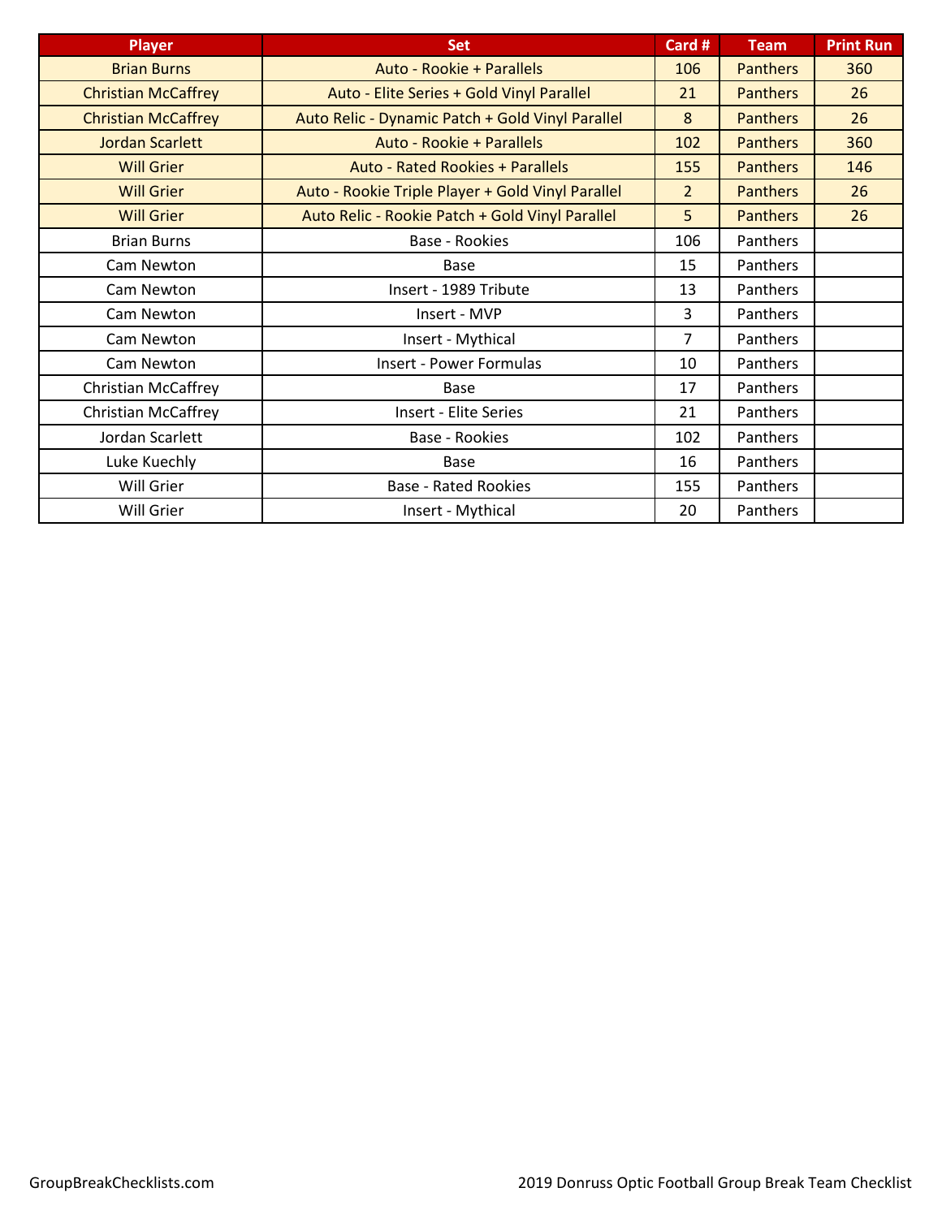| Player | Set | Card # | Team | Print Run |
|---|---|---|---|---|
| Brian Burns | Auto - Rookie + Parallels | 106 | Panthers | 360 |
| Christian McCaffrey | Auto - Elite Series + Gold Vinyl Parallel | 21 | Panthers | 26 |
| Christian McCaffrey | Auto Relic - Dynamic Patch + Gold Vinyl Parallel | 8 | Panthers | 26 |
| Jordan Scarlett | Auto - Rookie + Parallels | 102 | Panthers | 360 |
| Will Grier | Auto - Rated Rookies + Parallels | 155 | Panthers | 146 |
| Will Grier | Auto - Rookie Triple Player + Gold Vinyl Parallel | 2 | Panthers | 26 |
| Will Grier | Auto Relic - Rookie Patch + Gold Vinyl Parallel | 5 | Panthers | 26 |
| Brian Burns | Base - Rookies | 106 | Panthers | |
| Cam Newton | Base | 15 | Panthers | |
| Cam Newton | Insert - 1989 Tribute | 13 | Panthers | |
| Cam Newton | Insert - MVP | 3 | Panthers | |
| Cam Newton | Insert - Mythical | 7 | Panthers | |
| Cam Newton | Insert - Power Formulas | 10 | Panthers | |
| Christian McCaffrey | Base | 17 | Panthers | |
| Christian McCaffrey | Insert - Elite Series | 21 | Panthers | |
| Jordan Scarlett | Base - Rookies | 102 | Panthers | |
| Luke Kuechly | Base | 16 | Panthers | |
| Will Grier | Base - Rated Rookies | 155 | Panthers | |
| Will Grier | Insert - Mythical | 20 | Panthers | |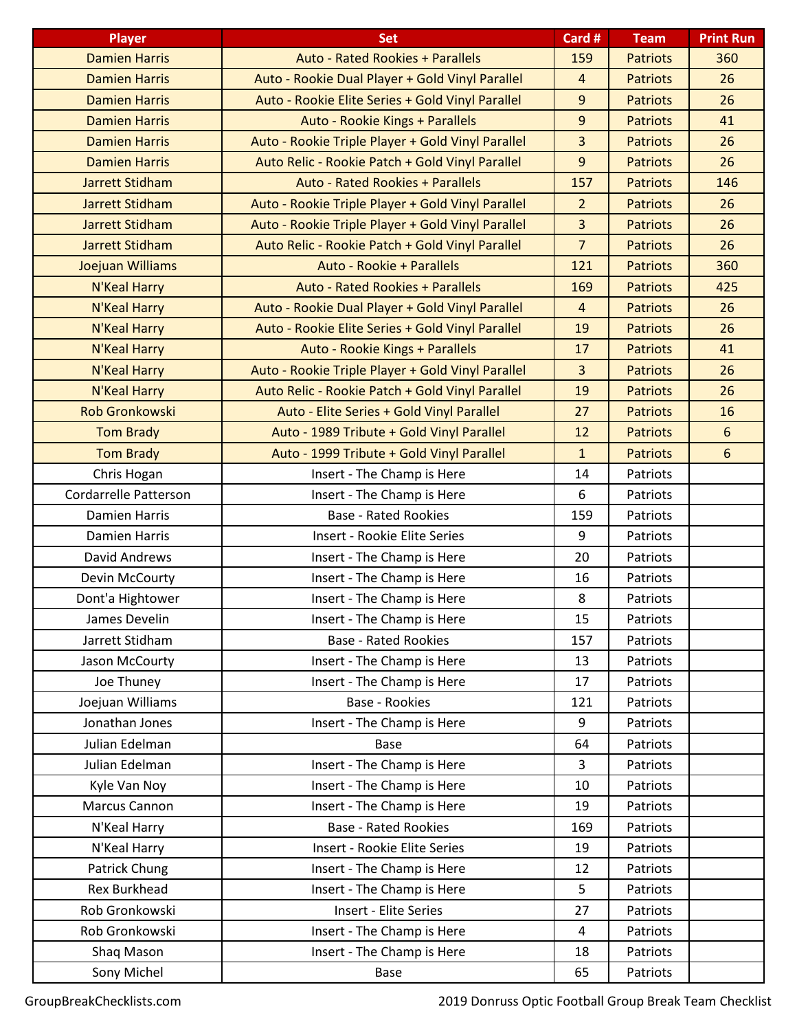| Player | Set | Card # | Team | Print Run |
|---|---|---|---|---|
| Damien Harris | Auto - Rated Rookies + Parallels | 159 | Patriots | 360 |
| Damien Harris | Auto - Rookie Dual Player + Gold Vinyl Parallel | 4 | Patriots | 26 |
| Damien Harris | Auto - Rookie Elite Series + Gold Vinyl Parallel | 9 | Patriots | 26 |
| Damien Harris | Auto - Rookie Kings + Parallels | 9 | Patriots | 41 |
| Damien Harris | Auto - Rookie Triple Player + Gold Vinyl Parallel | 3 | Patriots | 26 |
| Damien Harris | Auto Relic - Rookie Patch + Gold Vinyl Parallel | 9 | Patriots | 26 |
| Jarrett Stidham | Auto - Rated Rookies + Parallels | 157 | Patriots | 146 |
| Jarrett Stidham | Auto - Rookie Triple Player + Gold Vinyl Parallel | 2 | Patriots | 26 |
| Jarrett Stidham | Auto - Rookie Triple Player + Gold Vinyl Parallel | 3 | Patriots | 26 |
| Jarrett Stidham | Auto Relic - Rookie Patch + Gold Vinyl Parallel | 7 | Patriots | 26 |
| Joejuan Williams | Auto - Rookie + Parallels | 121 | Patriots | 360 |
| N'Keal Harry | Auto - Rated Rookies + Parallels | 169 | Patriots | 425 |
| N'Keal Harry | Auto - Rookie Dual Player + Gold Vinyl Parallel | 4 | Patriots | 26 |
| N'Keal Harry | Auto - Rookie Elite Series + Gold Vinyl Parallel | 19 | Patriots | 26 |
| N'Keal Harry | Auto - Rookie Kings + Parallels | 17 | Patriots | 41 |
| N'Keal Harry | Auto - Rookie Triple Player + Gold Vinyl Parallel | 3 | Patriots | 26 |
| N'Keal Harry | Auto Relic - Rookie Patch + Gold Vinyl Parallel | 19 | Patriots | 26 |
| Rob Gronkowski | Auto - Elite Series + Gold Vinyl Parallel | 27 | Patriots | 16 |
| Tom Brady | Auto - 1989 Tribute + Gold Vinyl Parallel | 12 | Patriots | 6 |
| Tom Brady | Auto - 1999 Tribute + Gold Vinyl Parallel | 1 | Patriots | 6 |
| Chris Hogan | Insert - The Champ is Here | 14 | Patriots | |
| Cordarrelle Patterson | Insert - The Champ is Here | 6 | Patriots | |
| Damien Harris | Base - Rated Rookies | 159 | Patriots | |
| Damien Harris | Insert - Rookie Elite Series | 9 | Patriots | |
| David Andrews | Insert - The Champ is Here | 20 | Patriots | |
| Devin McCourty | Insert - The Champ is Here | 16 | Patriots | |
| Dont'a Hightower | Insert - The Champ is Here | 8 | Patriots | |
| James Develin | Insert - The Champ is Here | 15 | Patriots | |
| Jarrett Stidham | Base - Rated Rookies | 157 | Patriots | |
| Jason McCourty | Insert - The Champ is Here | 13 | Patriots | |
| Joe Thuney | Insert - The Champ is Here | 17 | Patriots | |
| Joejuan Williams | Base - Rookies | 121 | Patriots | |
| Jonathan Jones | Insert - The Champ is Here | 9 | Patriots | |
| Julian Edelman | Base | 64 | Patriots | |
| Julian Edelman | Insert - The Champ is Here | 3 | Patriots | |
| Kyle Van Noy | Insert - The Champ is Here | 10 | Patriots | |
| Marcus Cannon | Insert - The Champ is Here | 19 | Patriots | |
| N'Keal Harry | Base - Rated Rookies | 169 | Patriots | |
| N'Keal Harry | Insert - Rookie Elite Series | 19 | Patriots | |
| Patrick Chung | Insert - The Champ is Here | 12 | Patriots | |
| Rex Burkhead | Insert - The Champ is Here | 5 | Patriots | |
| Rob Gronkowski | Insert - Elite Series | 27 | Patriots | |
| Rob Gronkowski | Insert - The Champ is Here | 4 | Patriots | |
| Shaq Mason | Insert - The Champ is Here | 18 | Patriots | |
| Sony Michel | Base | 65 | Patriots | |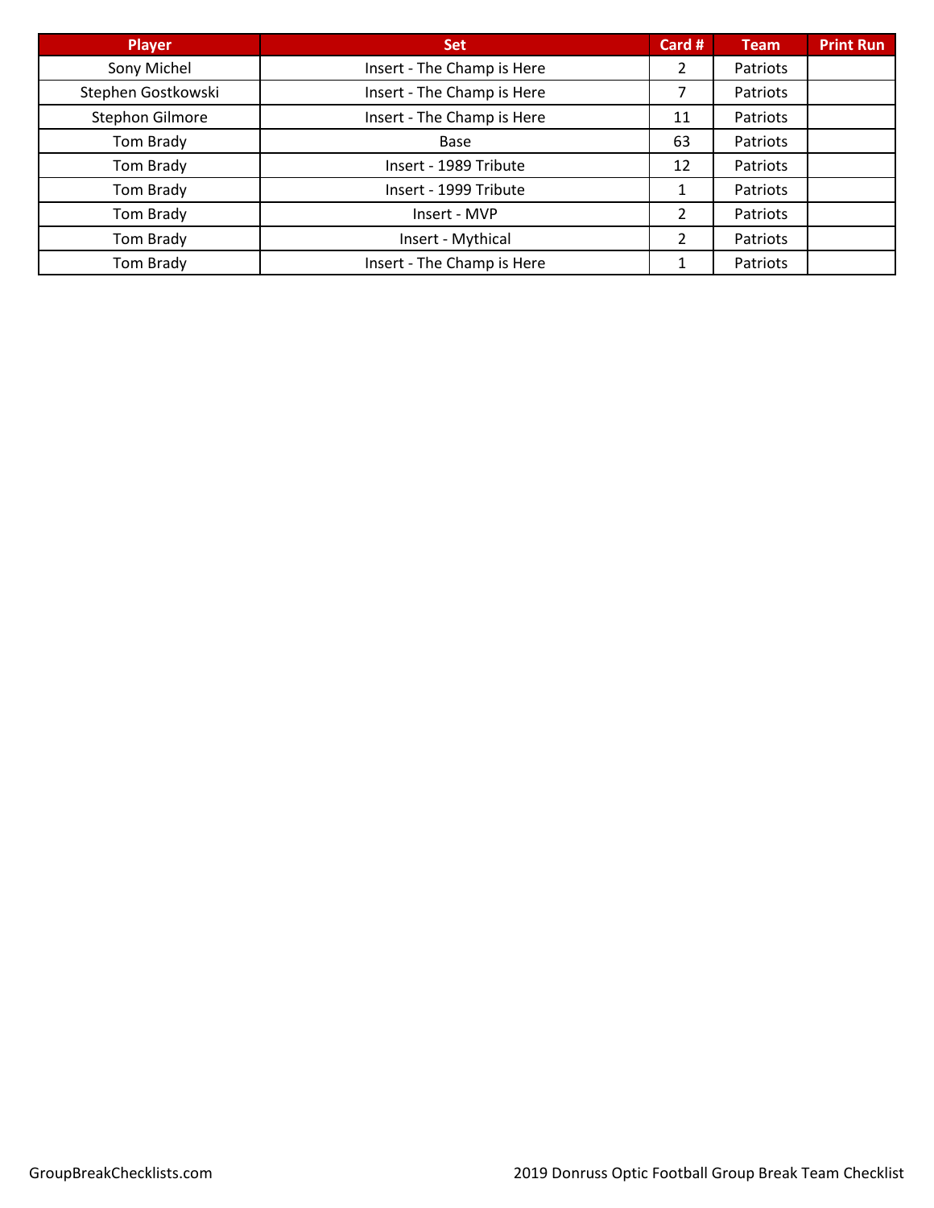| Player | Set | Card # | Team | Print Run |
|---|---|---|---|---|
| Sony Michel | Insert - The Champ is Here | 2 | Patriots | |
| Stephen Gostkowski | Insert - The Champ is Here | 7 | Patriots | |
| Stephon Gilmore | Insert - The Champ is Here | 11 | Patriots | |
| Tom Brady | Base | 63 | Patriots | |
| Tom Brady | Insert - 1989 Tribute | 12 | Patriots | |
| Tom Brady | Insert - 1999 Tribute | 1 | Patriots | |
| Tom Brady | Insert - MVP | 2 | Patriots | |
| Tom Brady | Insert - Mythical | 2 | Patriots | |
| Tom Brady | Insert - The Champ is Here | 1 | Patriots | |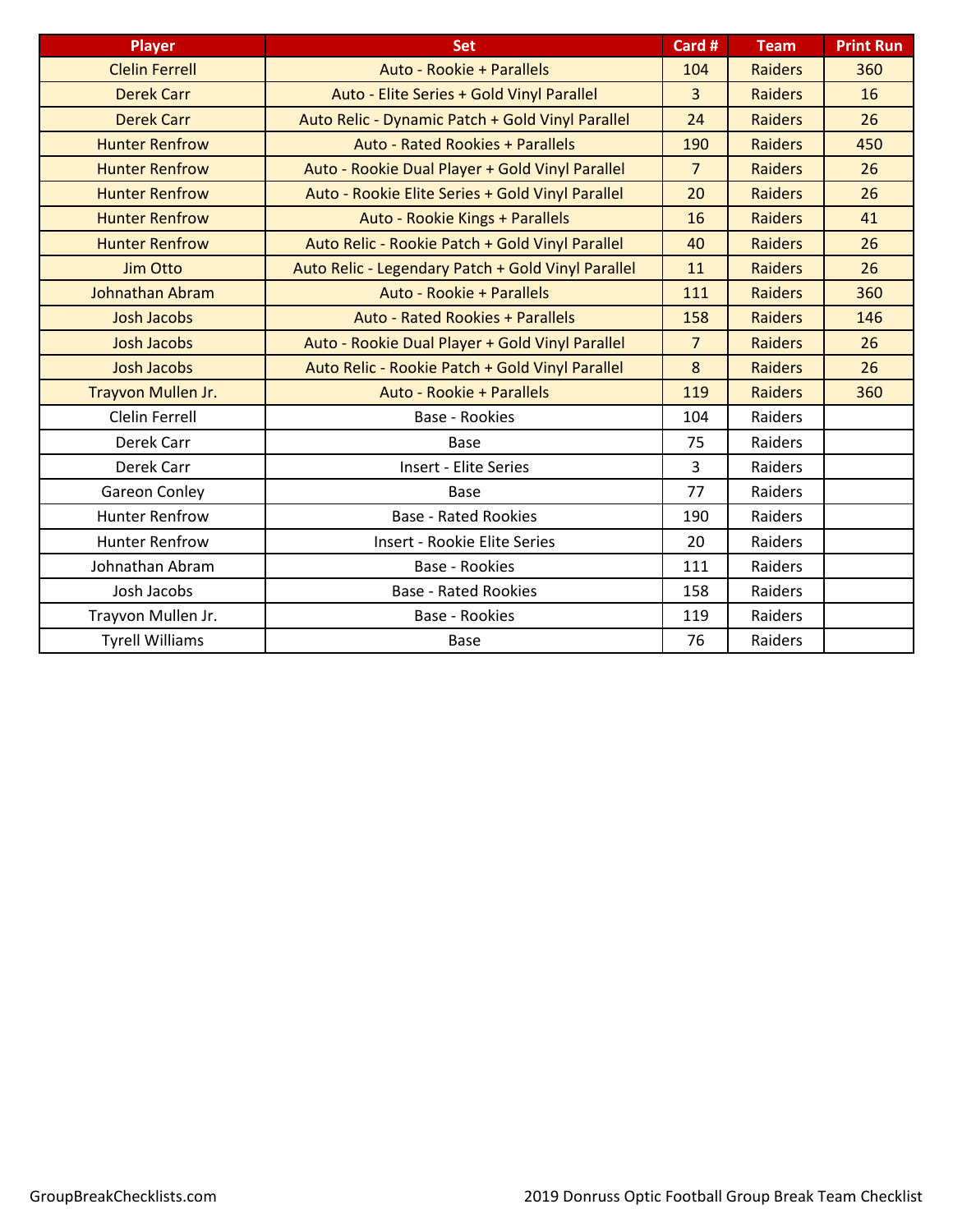| Player | Set | Card # | Team | Print Run |
|---|---|---|---|---|
| Clelin Ferrell | Auto - Rookie + Parallels | 104 | Raiders | 360 |
| Derek Carr | Auto - Elite Series + Gold Vinyl Parallel | 3 | Raiders | 16 |
| Derek Carr | Auto Relic - Dynamic Patch + Gold Vinyl Parallel | 24 | Raiders | 26 |
| Hunter Renfrow | Auto - Rated Rookies + Parallels | 190 | Raiders | 450 |
| Hunter Renfrow | Auto - Rookie Dual Player + Gold Vinyl Parallel | 7 | Raiders | 26 |
| Hunter Renfrow | Auto - Rookie Elite Series + Gold Vinyl Parallel | 20 | Raiders | 26 |
| Hunter Renfrow | Auto - Rookie Kings + Parallels | 16 | Raiders | 41 |
| Hunter Renfrow | Auto Relic - Rookie Patch + Gold Vinyl Parallel | 40 | Raiders | 26 |
| Jim Otto | Auto Relic - Legendary Patch + Gold Vinyl Parallel | 11 | Raiders | 26 |
| Johnathan Abram | Auto - Rookie + Parallels | 111 | Raiders | 360 |
| Josh Jacobs | Auto - Rated Rookies + Parallels | 158 | Raiders | 146 |
| Josh Jacobs | Auto - Rookie Dual Player + Gold Vinyl Parallel | 7 | Raiders | 26 |
| Josh Jacobs | Auto Relic - Rookie Patch + Gold Vinyl Parallel | 8 | Raiders | 26 |
| Trayvon Mullen Jr. | Auto - Rookie + Parallels | 119 | Raiders | 360 |
| Clelin Ferrell | Base - Rookies | 104 | Raiders | |
| Derek Carr | Base | 75 | Raiders | |
| Derek Carr | Insert - Elite Series | 3 | Raiders | |
| Gareon Conley | Base | 77 | Raiders | |
| Hunter Renfrow | Base - Rated Rookies | 190 | Raiders | |
| Hunter Renfrow | Insert - Rookie Elite Series | 20 | Raiders | |
| Johnathan Abram | Base - Rookies | 111 | Raiders | |
| Josh Jacobs | Base - Rated Rookies | 158 | Raiders | |
| Trayvon Mullen Jr. | Base - Rookies | 119 | Raiders | |
| Tyrell Williams | Base | 76 | Raiders | |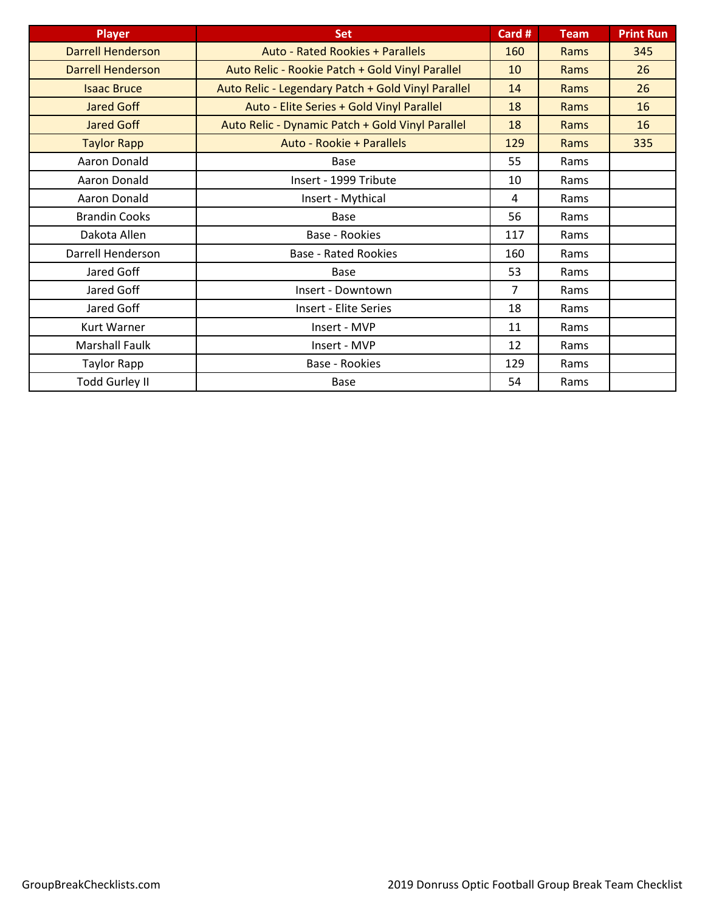| Player | Set | Card # | Team | Print Run |
| --- | --- | --- | --- | --- |
| Darrell Henderson | Auto - Rated Rookies + Parallels | 160 | Rams | 345 |
| Darrell Henderson | Auto Relic - Rookie Patch + Gold Vinyl Parallel | 10 | Rams | 26 |
| Isaac Bruce | Auto Relic - Legendary Patch + Gold Vinyl Parallel | 14 | Rams | 26 |
| Jared Goff | Auto - Elite Series + Gold Vinyl Parallel | 18 | Rams | 16 |
| Jared Goff | Auto Relic - Dynamic Patch + Gold Vinyl Parallel | 18 | Rams | 16 |
| Taylor Rapp | Auto - Rookie + Parallels | 129 | Rams | 335 |
| Aaron Donald | Base | 55 | Rams | |
| Aaron Donald | Insert - 1999 Tribute | 10 | Rams | |
| Aaron Donald | Insert - Mythical | 4 | Rams | |
| Brandin Cooks | Base | 56 | Rams | |
| Dakota Allen | Base - Rookies | 117 | Rams | |
| Darrell Henderson | Base - Rated Rookies | 160 | Rams | |
| Jared Goff | Base | 53 | Rams | |
| Jared Goff | Insert - Downtown | 7 | Rams | |
| Jared Goff | Insert - Elite Series | 18 | Rams | |
| Kurt Warner | Insert - MVP | 11 | Rams | |
| Marshall Faulk | Insert - MVP | 12 | Rams | |
| Taylor Rapp | Base - Rookies | 129 | Rams | |
| Todd Gurley II | Base | 54 | Rams | |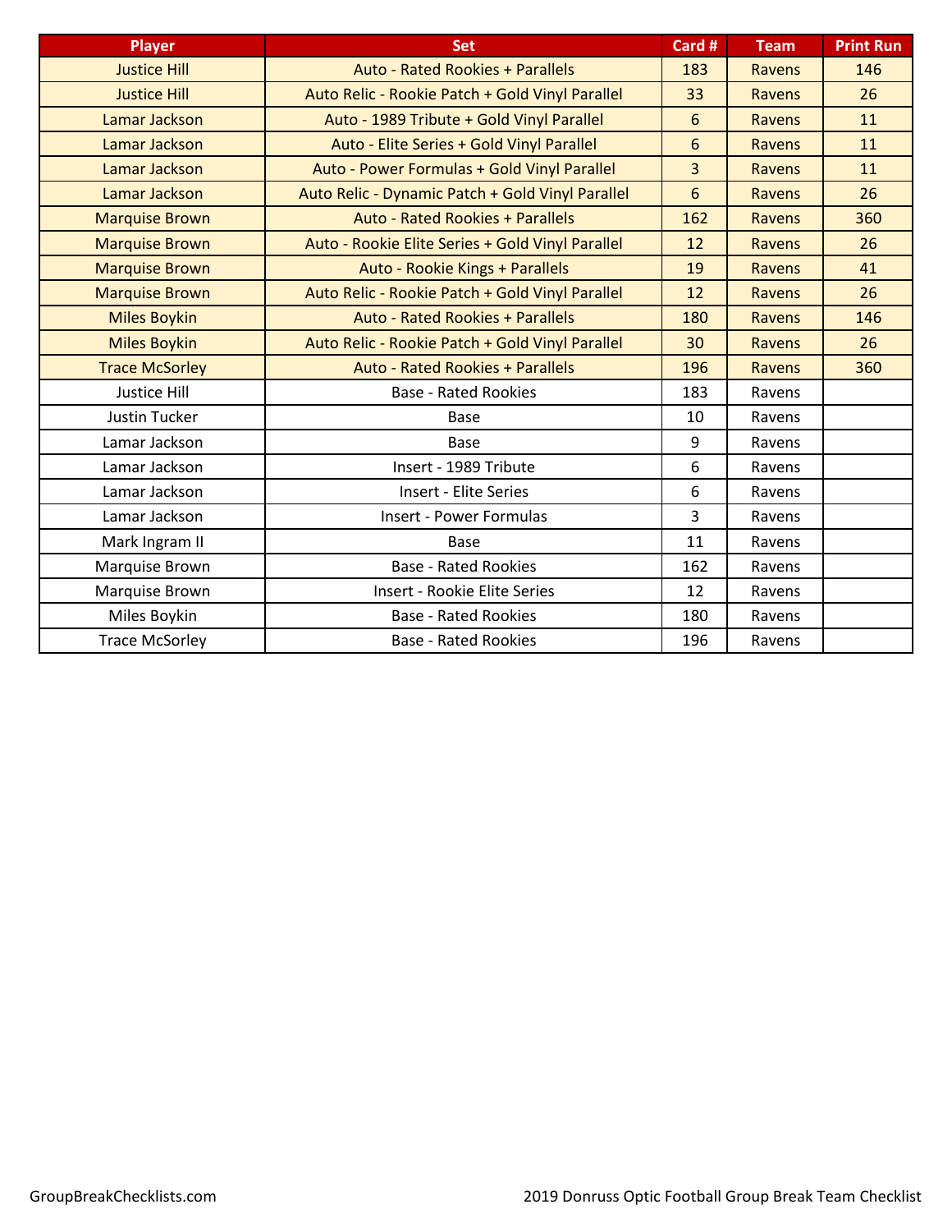| Player | Set | Card # | Team | Print Run |
| --- | --- | --- | --- | --- |
| Justice Hill | Auto - Rated Rookies + Parallels | 183 | Ravens | 146 |
| Justice Hill | Auto Relic - Rookie Patch + Gold Vinyl Parallel | 33 | Ravens | 26 |
| Lamar Jackson | Auto - 1989 Tribute + Gold Vinyl Parallel | 6 | Ravens | 11 |
| Lamar Jackson | Auto - Elite Series + Gold Vinyl Parallel | 6 | Ravens | 11 |
| Lamar Jackson | Auto - Power Formulas + Gold Vinyl Parallel | 3 | Ravens | 11 |
| Lamar Jackson | Auto Relic - Dynamic Patch + Gold Vinyl Parallel | 6 | Ravens | 26 |
| Marquise Brown | Auto - Rated Rookies + Parallels | 162 | Ravens | 360 |
| Marquise Brown | Auto - Rookie Elite Series + Gold Vinyl Parallel | 12 | Ravens | 26 |
| Marquise Brown | Auto - Rookie Kings + Parallels | 19 | Ravens | 41 |
| Marquise Brown | Auto Relic - Rookie Patch + Gold Vinyl Parallel | 12 | Ravens | 26 |
| Miles Boykin | Auto - Rated Rookies + Parallels | 180 | Ravens | 146 |
| Miles Boykin | Auto Relic - Rookie Patch + Gold Vinyl Parallel | 30 | Ravens | 26 |
| Trace McSorley | Auto - Rated Rookies + Parallels | 196 | Ravens | 360 |
| Justice Hill | Base - Rated Rookies | 183 | Ravens | |
| Justin Tucker | Base | 10 | Ravens | |
| Lamar Jackson | Base | 9 | Ravens | |
| Lamar Jackson | Insert - 1989 Tribute | 6 | Ravens | |
| Lamar Jackson | Insert - Elite Series | 6 | Ravens | |
| Lamar Jackson | Insert - Power Formulas | 3 | Ravens | |
| Mark Ingram II | Base | 11 | Ravens | |
| Marquise Brown | Base - Rated Rookies | 162 | Ravens | |
| Marquise Brown | Insert - Rookie Elite Series | 12 | Ravens | |
| Miles Boykin | Base - Rated Rookies | 180 | Ravens | |
| Trace McSorley | Base - Rated Rookies | 196 | Ravens | |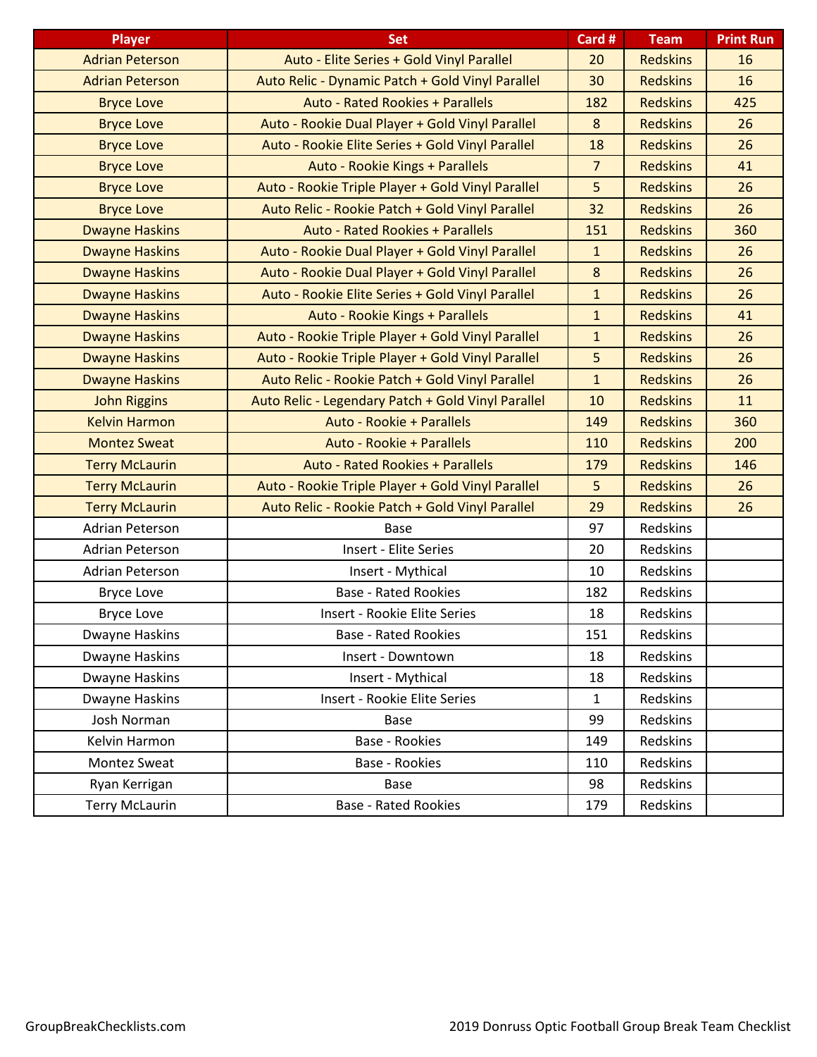| Player | Set | Card # | Team | Print Run |
|---|---|---|---|---|
| Adrian Peterson | Auto - Elite Series + Gold Vinyl Parallel | 20 | Redskins | 16 |
| Adrian Peterson | Auto Relic - Dynamic Patch + Gold Vinyl Parallel | 30 | Redskins | 16 |
| Bryce Love | Auto - Rated Rookies + Parallels | 182 | Redskins | 425 |
| Bryce Love | Auto - Rookie Dual Player + Gold Vinyl Parallel | 8 | Redskins | 26 |
| Bryce Love | Auto - Rookie Elite Series + Gold Vinyl Parallel | 18 | Redskins | 26 |
| Bryce Love | Auto - Rookie Kings + Parallels | 7 | Redskins | 41 |
| Bryce Love | Auto - Rookie Triple Player + Gold Vinyl Parallel | 5 | Redskins | 26 |
| Bryce Love | Auto Relic - Rookie Patch + Gold Vinyl Parallel | 32 | Redskins | 26 |
| Dwayne Haskins | Auto - Rated Rookies + Parallels | 151 | Redskins | 360 |
| Dwayne Haskins | Auto - Rookie Dual Player + Gold Vinyl Parallel | 1 | Redskins | 26 |
| Dwayne Haskins | Auto - Rookie Dual Player + Gold Vinyl Parallel | 8 | Redskins | 26 |
| Dwayne Haskins | Auto - Rookie Elite Series + Gold Vinyl Parallel | 1 | Redskins | 26 |
| Dwayne Haskins | Auto - Rookie Kings + Parallels | 1 | Redskins | 41 |
| Dwayne Haskins | Auto - Rookie Triple Player + Gold Vinyl Parallel | 1 | Redskins | 26 |
| Dwayne Haskins | Auto - Rookie Triple Player + Gold Vinyl Parallel | 5 | Redskins | 26 |
| Dwayne Haskins | Auto Relic - Rookie Patch + Gold Vinyl Parallel | 1 | Redskins | 26 |
| John Riggins | Auto Relic - Legendary Patch + Gold Vinyl Parallel | 10 | Redskins | 11 |
| Kelvin Harmon | Auto - Rookie + Parallels | 149 | Redskins | 360 |
| Montez Sweat | Auto - Rookie + Parallels | 110 | Redskins | 200 |
| Terry McLaurin | Auto - Rated Rookies + Parallels | 179 | Redskins | 146 |
| Terry McLaurin | Auto - Rookie Triple Player + Gold Vinyl Parallel | 5 | Redskins | 26 |
| Terry McLaurin | Auto Relic - Rookie Patch + Gold Vinyl Parallel | 29 | Redskins | 26 |
| Adrian Peterson | Base | 97 | Redskins | |
| Adrian Peterson | Insert - Elite Series | 20 | Redskins | |
| Adrian Peterson | Insert - Mythical | 10 | Redskins | |
| Bryce Love | Base - Rated Rookies | 182 | Redskins | |
| Bryce Love | Insert - Rookie Elite Series | 18 | Redskins | |
| Dwayne Haskins | Base - Rated Rookies | 151 | Redskins | |
| Dwayne Haskins | Insert - Downtown | 18 | Redskins | |
| Dwayne Haskins | Insert - Mythical | 18 | Redskins | |
| Dwayne Haskins | Insert - Rookie Elite Series | 1 | Redskins | |
| Josh Norman | Base | 99 | Redskins | |
| Kelvin Harmon | Base - Rookies | 149 | Redskins | |
| Montez Sweat | Base - Rookies | 110 | Redskins | |
| Ryan Kerrigan | Base | 98 | Redskins | |
| Terry McLaurin | Base - Rated Rookies | 179 | Redskins | |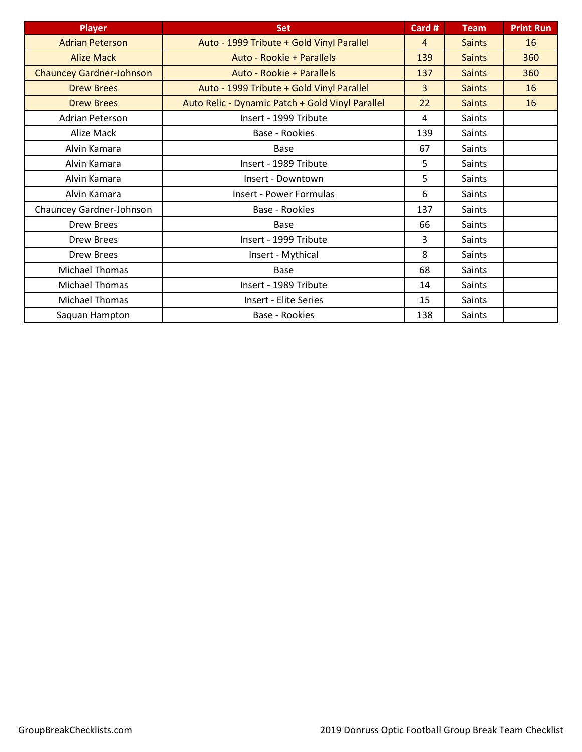| Player | Set | Card # | Team | Print Run |
|---|---|---|---|---|
| Adrian Peterson | Auto - 1999 Tribute + Gold Vinyl Parallel | 4 | Saints | 16 |
| Alize Mack | Auto - Rookie + Parallels | 139 | Saints | 360 |
| Chauncey Gardner-Johnson | Auto - Rookie + Parallels | 137 | Saints | 360 |
| Drew Brees | Auto - 1999 Tribute + Gold Vinyl Parallel | 3 | Saints | 16 |
| Drew Brees | Auto Relic - Dynamic Patch + Gold Vinyl Parallel | 22 | Saints | 16 |
| Adrian Peterson | Insert - 1999 Tribute | 4 | Saints | |
| Alize Mack | Base - Rookies | 139 | Saints | |
| Alvin Kamara | Base | 67 | Saints | |
| Alvin Kamara | Insert - 1989 Tribute | 5 | Saints | |
| Alvin Kamara | Insert - Downtown | 5 | Saints | |
| Alvin Kamara | Insert - Power Formulas | 6 | Saints | |
| Chauncey Gardner-Johnson | Base - Rookies | 137 | Saints | |
| Drew Brees | Base | 66 | Saints | |
| Drew Brees | Insert - 1999 Tribute | 3 | Saints | |
| Drew Brees | Insert - Mythical | 8 | Saints | |
| Michael Thomas | Base | 68 | Saints | |
| Michael Thomas | Insert - 1989 Tribute | 14 | Saints | |
| Michael Thomas | Insert - Elite Series | 15 | Saints | |
| Saquan Hampton | Base - Rookies | 138 | Saints | |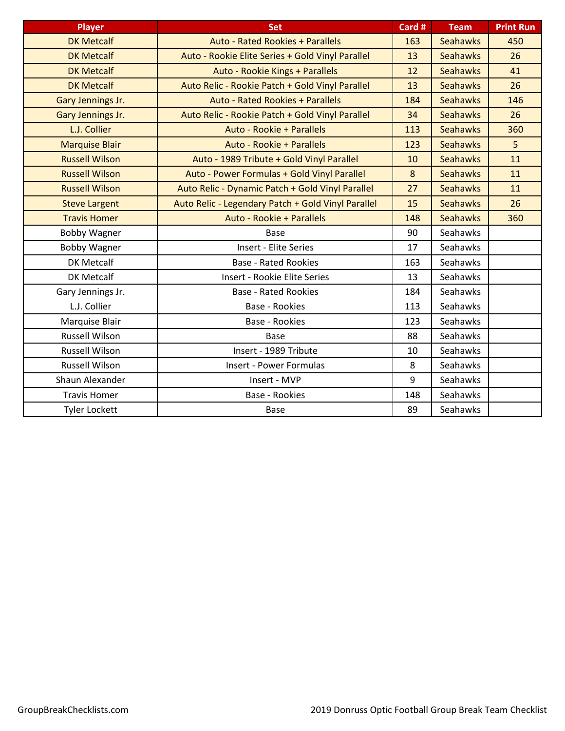| Player | Set | Card # | Team | Print Run |
| --- | --- | --- | --- | --- |
| DK Metcalf | Auto - Rated Rookies + Parallels | 163 | Seahawks | 450 |
| DK Metcalf | Auto - Rookie Elite Series + Gold Vinyl Parallel | 13 | Seahawks | 26 |
| DK Metcalf | Auto - Rookie Kings + Parallels | 12 | Seahawks | 41 |
| DK Metcalf | Auto Relic - Rookie Patch + Gold Vinyl Parallel | 13 | Seahawks | 26 |
| Gary Jennings Jr. | Auto - Rated Rookies + Parallels | 184 | Seahawks | 146 |
| Gary Jennings Jr. | Auto Relic - Rookie Patch + Gold Vinyl Parallel | 34 | Seahawks | 26 |
| L.J. Collier | Auto - Rookie + Parallels | 113 | Seahawks | 360 |
| Marquise Blair | Auto - Rookie + Parallels | 123 | Seahawks | 5 |
| Russell Wilson | Auto - 1989 Tribute + Gold Vinyl Parallel | 10 | Seahawks | 11 |
| Russell Wilson | Auto - Power Formulas + Gold Vinyl Parallel | 8 | Seahawks | 11 |
| Russell Wilson | Auto Relic - Dynamic Patch + Gold Vinyl Parallel | 27 | Seahawks | 11 |
| Steve Largent | Auto Relic - Legendary Patch + Gold Vinyl Parallel | 15 | Seahawks | 26 |
| Travis Homer | Auto - Rookie + Parallels | 148 | Seahawks | 360 |
| Bobby Wagner | Base | 90 | Seahawks | |
| Bobby Wagner | Insert - Elite Series | 17 | Seahawks | |
| DK Metcalf | Base - Rated Rookies | 163 | Seahawks | |
| DK Metcalf | Insert - Rookie Elite Series | 13 | Seahawks | |
| Gary Jennings Jr. | Base - Rated Rookies | 184 | Seahawks | |
| L.J. Collier | Base - Rookies | 113 | Seahawks | |
| Marquise Blair | Base - Rookies | 123 | Seahawks | |
| Russell Wilson | Base | 88 | Seahawks | |
| Russell Wilson | Insert - 1989 Tribute | 10 | Seahawks | |
| Russell Wilson | Insert - Power Formulas | 8 | Seahawks | |
| Shaun Alexander | Insert - MVP | 9 | Seahawks | |
| Travis Homer | Base - Rookies | 148 | Seahawks | |
| Tyler Lockett | Base | 89 | Seahawks | |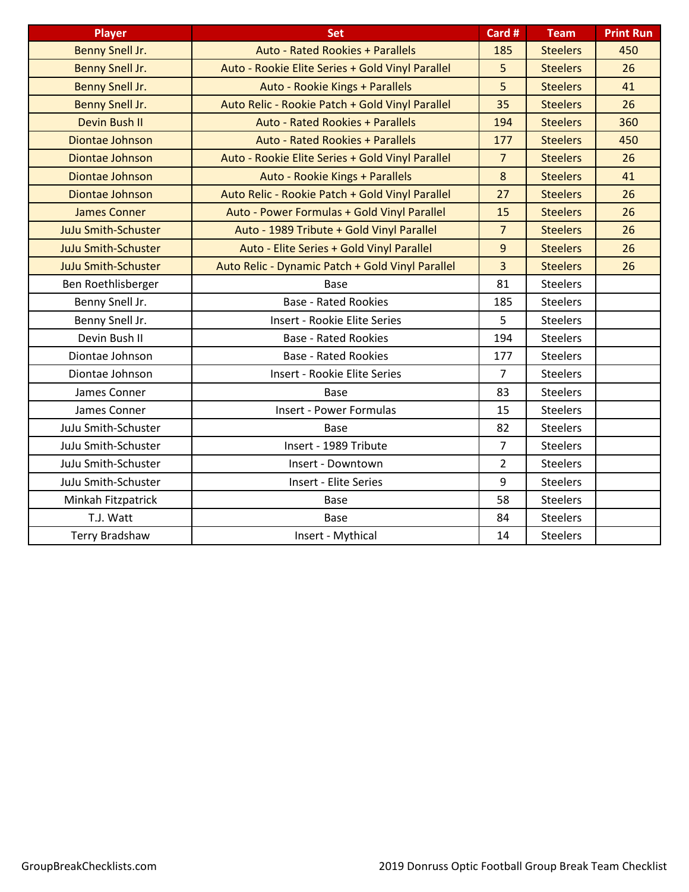| Player | Set | Card # | Team | Print Run |
| --- | --- | --- | --- | --- |
| Benny Snell Jr. | Auto - Rated Rookies + Parallels | 185 | Steelers | 450 |
| Benny Snell Jr. | Auto - Rookie Elite Series + Gold Vinyl Parallel | 5 | Steelers | 26 |
| Benny Snell Jr. | Auto - Rookie Kings + Parallels | 5 | Steelers | 41 |
| Benny Snell Jr. | Auto Relic - Rookie Patch + Gold Vinyl Parallel | 35 | Steelers | 26 |
| Devin Bush II | Auto - Rated Rookies + Parallels | 194 | Steelers | 360 |
| Diontae Johnson | Auto - Rated Rookies + Parallels | 177 | Steelers | 450 |
| Diontae Johnson | Auto - Rookie Elite Series + Gold Vinyl Parallel | 7 | Steelers | 26 |
| Diontae Johnson | Auto - Rookie Kings + Parallels | 8 | Steelers | 41 |
| Diontae Johnson | Auto Relic - Rookie Patch + Gold Vinyl Parallel | 27 | Steelers | 26 |
| James Conner | Auto - Power Formulas + Gold Vinyl Parallel | 15 | Steelers | 26 |
| JuJu Smith-Schuster | Auto - 1989 Tribute + Gold Vinyl Parallel | 7 | Steelers | 26 |
| JuJu Smith-Schuster | Auto - Elite Series + Gold Vinyl Parallel | 9 | Steelers | 26 |
| JuJu Smith-Schuster | Auto Relic - Dynamic Patch + Gold Vinyl Parallel | 3 | Steelers | 26 |
| Ben Roethlisberger | Base | 81 | Steelers | |
| Benny Snell Jr. | Base - Rated Rookies | 185 | Steelers | |
| Benny Snell Jr. | Insert - Rookie Elite Series | 5 | Steelers | |
| Devin Bush II | Base - Rated Rookies | 194 | Steelers | |
| Diontae Johnson | Base - Rated Rookies | 177 | Steelers | |
| Diontae Johnson | Insert - Rookie Elite Series | 7 | Steelers | |
| James Conner | Base | 83 | Steelers | |
| James Conner | Insert - Power Formulas | 15 | Steelers | |
| JuJu Smith-Schuster | Base | 82 | Steelers | |
| JuJu Smith-Schuster | Insert - 1989 Tribute | 7 | Steelers | |
| JuJu Smith-Schuster | Insert - Downtown | 2 | Steelers | |
| JuJu Smith-Schuster | Insert - Elite Series | 9 | Steelers | |
| Minkah Fitzpatrick | Base | 58 | Steelers | |
| T.J. Watt | Base | 84 | Steelers | |
| Terry Bradshaw | Insert - Mythical | 14 | Steelers | |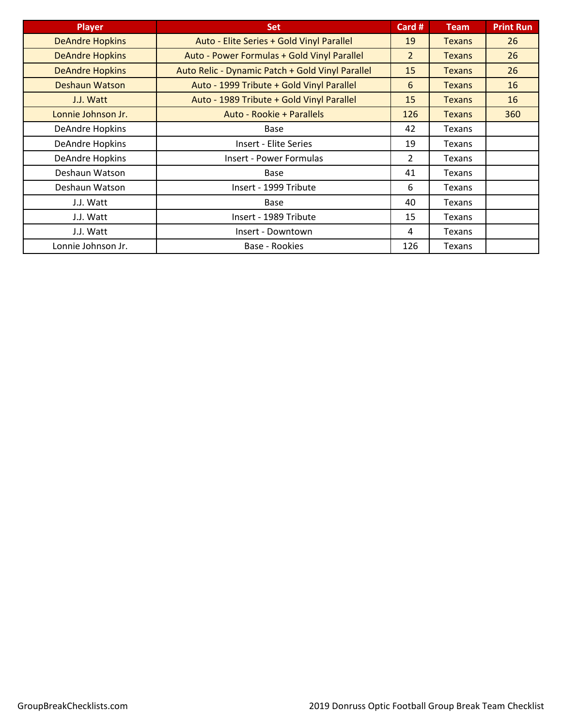| Player | Set | Card # | Team | Print Run |
|---|---|---|---|---|
| DeAndre Hopkins | Auto - Elite Series + Gold Vinyl Parallel | 19 | Texans | 26 |
| DeAndre Hopkins | Auto - Power Formulas + Gold Vinyl Parallel | 2 | Texans | 26 |
| DeAndre Hopkins | Auto Relic - Dynamic Patch + Gold Vinyl Parallel | 15 | Texans | 26 |
| Deshaun Watson | Auto - 1999 Tribute + Gold Vinyl Parallel | 6 | Texans | 16 |
| J.J. Watt | Auto - 1989 Tribute + Gold Vinyl Parallel | 15 | Texans | 16 |
| Lonnie Johnson Jr. | Auto - Rookie + Parallels | 126 | Texans | 360 |
| DeAndre Hopkins | Base | 42 | Texans | |
| DeAndre Hopkins | Insert - Elite Series | 19 | Texans | |
| DeAndre Hopkins | Insert - Power Formulas | 2 | Texans | |
| Deshaun Watson | Base | 41 | Texans | |
| Deshaun Watson | Insert - 1999 Tribute | 6 | Texans | |
| J.J. Watt | Base | 40 | Texans | |
| J.J. Watt | Insert - 1989 Tribute | 15 | Texans | |
| J.J. Watt | Insert - Downtown | 4 | Texans | |
| Lonnie Johnson Jr. | Base - Rookies | 126 | Texans | |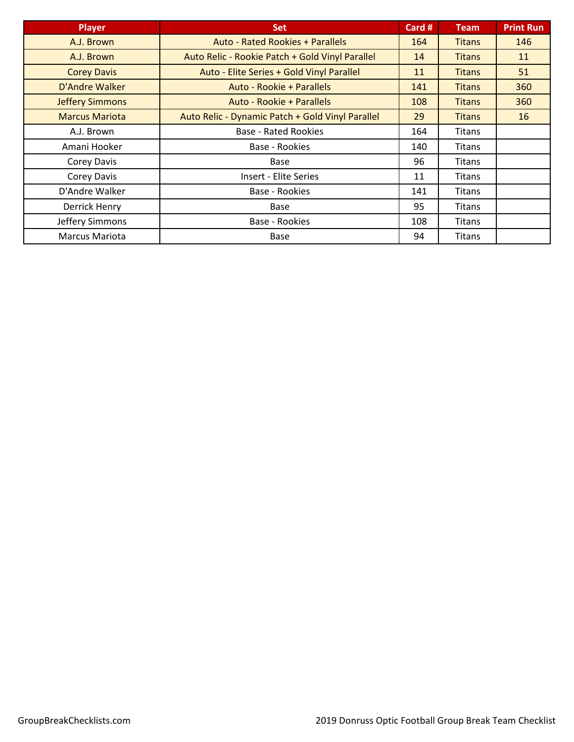| Player | Set | Card # | Team | Print Run |
| --- | --- | --- | --- | --- |
| A.J. Brown | Auto - Rated Rookies + Parallels | 164 | Titans | 146 |
| A.J. Brown | Auto Relic - Rookie Patch + Gold Vinyl Parallel | 14 | Titans | 11 |
| Corey Davis | Auto - Elite Series + Gold Vinyl Parallel | 11 | Titans | 51 |
| D'Andre Walker | Auto - Rookie + Parallels | 141 | Titans | 360 |
| Jeffery Simmons | Auto - Rookie + Parallels | 108 | Titans | 360 |
| Marcus Mariota | Auto Relic - Dynamic Patch + Gold Vinyl Parallel | 29 | Titans | 16 |
| A.J. Brown | Base - Rated Rookies | 164 | Titans | |
| Amani Hooker | Base - Rookies | 140 | Titans | |
| Corey Davis | Base | 96 | Titans | |
| Corey Davis | Insert - Elite Series | 11 | Titans | |
| D'Andre Walker | Base - Rookies | 141 | Titans | |
| Derrick Henry | Base | 95 | Titans | |
| Jeffery Simmons | Base - Rookies | 108 | Titans | |
| Marcus Mariota | Base | 94 | Titans | |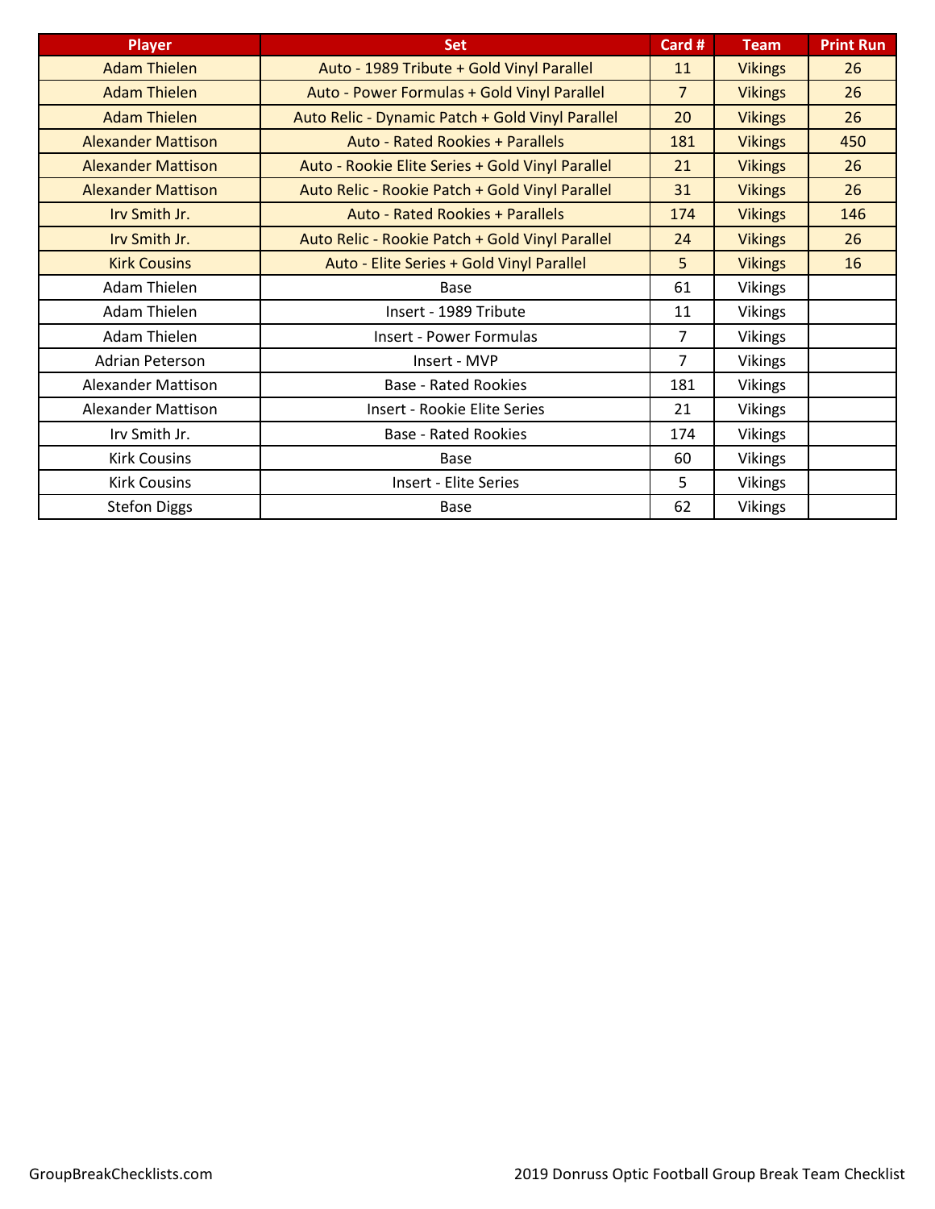| Player | Set | Card # | Team | Print Run |
|---|---|---|---|---|
| Adam Thielen | Auto - 1989 Tribute + Gold Vinyl Parallel | 11 | Vikings | 26 |
| Adam Thielen | Auto - Power Formulas + Gold Vinyl Parallel | 7 | Vikings | 26 |
| Adam Thielen | Auto Relic - Dynamic Patch + Gold Vinyl Parallel | 20 | Vikings | 26 |
| Alexander Mattison | Auto - Rated Rookies + Parallels | 181 | Vikings | 450 |
| Alexander Mattison | Auto - Rookie Elite Series + Gold Vinyl Parallel | 21 | Vikings | 26 |
| Alexander Mattison | Auto Relic - Rookie Patch + Gold Vinyl Parallel | 31 | Vikings | 26 |
| Irv Smith Jr. | Auto - Rated Rookies + Parallels | 174 | Vikings | 146 |
| Irv Smith Jr. | Auto Relic - Rookie Patch + Gold Vinyl Parallel | 24 | Vikings | 26 |
| Kirk Cousins | Auto - Elite Series + Gold Vinyl Parallel | 5 | Vikings | 16 |
| Adam Thielen | Base | 61 | Vikings | |
| Adam Thielen | Insert - 1989 Tribute | 11 | Vikings | |
| Adam Thielen | Insert - Power Formulas | 7 | Vikings | |
| Adrian Peterson | Insert - MVP | 7 | Vikings | |
| Alexander Mattison | Base - Rated Rookies | 181 | Vikings | |
| Alexander Mattison | Insert - Rookie Elite Series | 21 | Vikings | |
| Irv Smith Jr. | Base - Rated Rookies | 174 | Vikings | |
| Kirk Cousins | Base | 60 | Vikings | |
| Kirk Cousins | Insert - Elite Series | 5 | Vikings | |
| Stefon Diggs | Base | 62 | Vikings | |